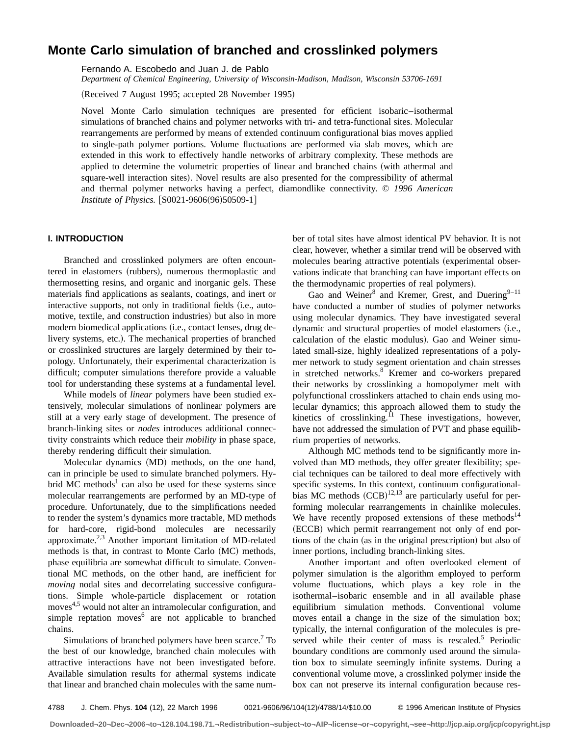# Monte Carlo simulation of branched and crosslinked polymers

Fernando A. Escobedo and Juan J. de Pablo

*Department of Chemical Engineering, University of Wisconsin-Madison, Madison, Wisconsin 53706-1691*

(Received 7 August 1995; accepted 28 November 1995)

Novel Monte Carlo simulation techniques are presented for efficient isobaric–isothermal simulations of branched chains and polymer networks with tri- and tetra-functional sites. Molecular rearrangements are performed by means of extended continuum configurational bias moves applied to single-path polymer portions. Volume fluctuations are performed via slab moves, which are extended in this work to effectively handle networks of arbitrary complexity. These methods are applied to determine the volumetric properties of linear and branched chains (with athermal and square-well interaction sites). Novel results are also presented for the compressibility of athermal and thermal polymer networks having a perfect, diamondlike connectivity. © *1996 American Institute of Physics.* [S0021-9606(96)50509-1]

## I. INTRODUCTION

Branched and crosslinked polymers are often encountered in elastomers (rubbers), numerous thermoplastic and thermosetting resins, and organic and inorganic gels. These materials find applications as sealants, coatings, and inert or interactive supports, not only in traditional fields (i.e., automotive, textile, and construction industries) but also in more modern biomedical applications (i.e., contact lenses, drug delivery systems, etc.). The mechanical properties of branched or crosslinked structures are largely determined by their topology. Unfortunately, their experimental characterization is difficult; computer simulations therefore provide a valuable tool for understanding these systems at a fundamental level.

While models of *linear* polymers have been studied extensively, molecular simulations of nonlinear polymers are still at a very early stage of development. The presence of branch-linking sites or *nodes* introduces additional connectivity constraints which reduce their *mobility* in phase space, thereby rendering difficult their simulation.

Molecular dynamics (MD) methods, on the one hand, can in principle be used to simulate branched polymers. Hybrid MC methods[1] can also be used for these systems since molecular rearrangements are performed by an MD-type of procedure. Unfortunately, due to the simplifications needed to render the system's dynamics more tractable, MD methods for hard-core, rigid-bond molecules are necessarily approximate.[2,3] Another important limitation of MD-related methods is that, in contrast to Monte Carlo (MC) methods, phase equilibria are somewhat difficult to simulate. Conventional MC methods, on the other hand, are inefficient for *moving* nodal sites and decorrelating successive configurations. Simple whole-particle displacement or rotation moves[4,5] would not alter an intramolecular configuration, and simple reptation moves[6] are not applicable to branched chains.

Simulations of branched polymers have been scarce.[7] To the best of our knowledge, branched chain molecules with attractive interactions have not been investigated before. Available simulation results for athermal systems indicate that linear and branched chain molecules with the same number of total sites have almost identical PV behavior. It is not clear, however, whether a similar trend will be observed with molecules bearing attractive potentials (experimental observations indicate that branching can have important effects on the thermodynamic properties of real polymers).

Gao and Weiner[8] and Kremer, Grest, and Duering[9–11] have conducted a number of studies of polymer networks using molecular dynamics. They have investigated several dynamic and structural properties of model elastomers (i.e., calculation of the elastic modulus). Gao and Weiner simulated small-size, highly idealized representations of a polymer network to study segment orientation and chain stresses in stretched networks.[8] Kremer and co-workers prepared their networks by crosslinking a homopolymer melt with polyfunctional crosslinkers attached to chain ends using molecular dynamics; this approach allowed them to study the kinetics of crosslinking.[11] These investigations, however, have not addressed the simulation of PVT and phase equilibrium properties of networks.

Although MC methods tend to be significantly more involved than MD methods, they offer greater flexibility; special techniques can be tailored to deal more effectively with specific systems. In this context, continuum configurational-bias MC methods (CCB)[12,13] are particularly useful for performing molecular rearrangements in chainlike molecules. We have recently proposed extensions of these methods[14] (ECCB) which permit rearrangement not only of end portions of the chain (as in the original prescription) but also of inner portions, including branch-linking sites.

Another important and often overlooked element of polymer simulation is the algorithm employed to perform volume fluctuations, which plays a key role in the isothermal–isobaric ensemble and in all available phase equilibrium simulation methods. Conventional volume moves entail a change in the size of the simulation box; typically, the internal configuration of the molecules is preserved while their center of mass is rescaled.[5] Periodic boundary conditions are commonly used around the simulation box to simulate seemingly infinite systems. During a conventional volume move, a crosslinked polymer inside the box can not preserve its internal configuration because res-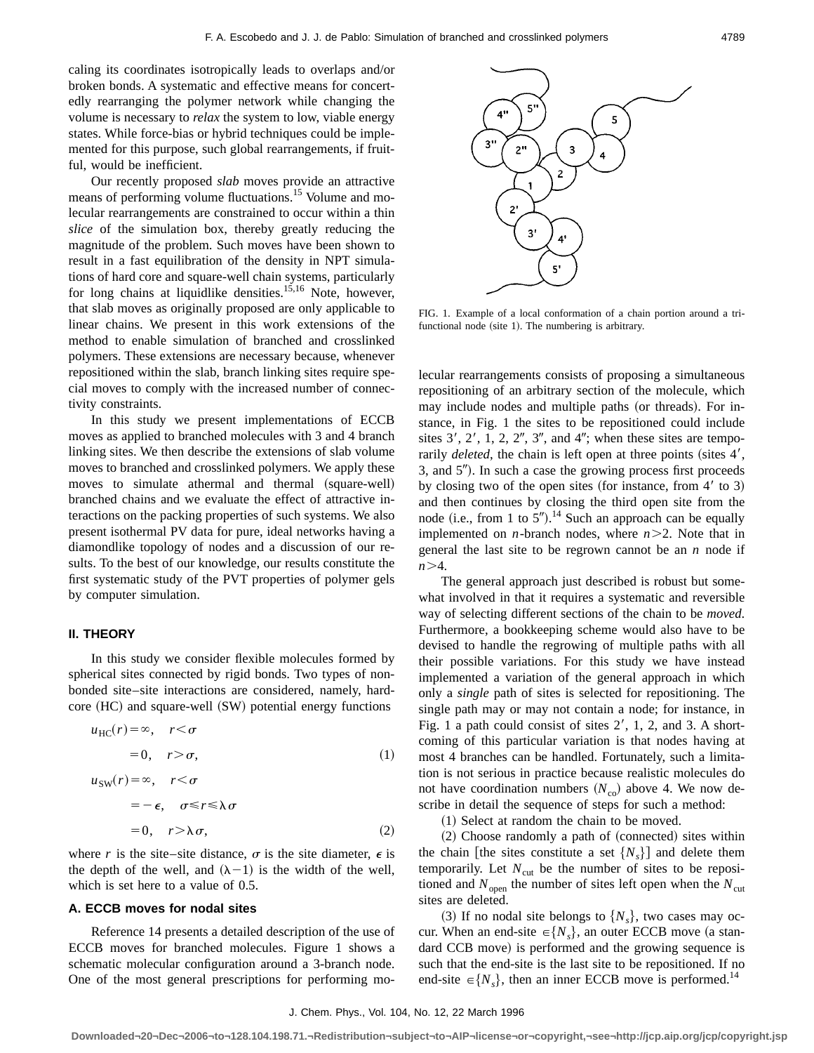caling its coordinates isotropically leads to overlaps and/or broken bonds. A systematic and effective means for concertedly rearranging the polymer network while changing the volume is necessary to *relax* the system to low, viable energy states. While force-bias or hybrid techniques could be implemented for this purpose, such global rearrangements, if fruitful, would be inefficient.

Our recently proposed *slab* moves provide an attractive means of performing volume fluctuations.[15] Volume and molecular rearrangements are constrained to occur within a thin *slice* of the simulation box, thereby greatly reducing the magnitude of the problem. Such moves have been shown to result in a fast equilibration of the density in NPT simulations of hard core and square-well chain systems, particularly for long chains at liquidlike densities.[15,16] Note, however, that slab moves as originally proposed are only applicable to linear chains. We present in this work extensions of the method to enable simulation of branched and crosslinked polymers. These extensions are necessary because, whenever repositioned within the slab, branch linking sites require special moves to comply with the increased number of connectivity constraints.

In this study we present implementations of ECCB moves as applied to branched molecules with 3 and 4 branch linking sites. We then describe the extensions of slab volume moves to branched and crosslinked polymers. We apply these moves to simulate athermal and thermal (square-well) branched chains and we evaluate the effect of attractive interactions on the packing properties of such systems. We also present isothermal PV data for pure, ideal networks having a diamondlike topology of nodes and a discussion of our results. To the best of our knowledge, our results constitute the first systematic study of the PVT properties of polymer gels by computer simulation.

## II. THEORY

In this study we consider flexible molecules formed by spherical sites connected by rigid bonds. Two types of nonbonded site–site interactions are considered, namely, hard-core (HC) and square-well (SW) potential energy functions

$$u_{\mathrm{HC}}(r)=\infty, \quad r<\sigma$$
$$=0, \quad r>\sigma, \tag{1}$$

$$u_{\mathrm{SW}}(r)=\infty, \quad r<\sigma$$
$$=-\epsilon, \quad \sigma\leqslant r\leqslant\lambda\sigma$$
$$=0, \quad r>\lambda\sigma, \tag{2}$$

where $r$ is the site–site distance, $\sigma$ is the site diameter, $\epsilon$ is the depth of the well, and $(\lambda-1)$ is the width of the well, which is set here to a value of 0.5.

### A. ECCB moves for nodal sites

Reference 14 presents a detailed description of the use of ECCB moves for branched molecules. Figure 1 shows a schematic molecular configuration around a 3-branch node. One of the most general prescriptions for performing molecular rearrangements consists of proposing a simultaneous repositioning of an arbitrary section of the molecule, which may include nodes and multiple paths (or threads). For instance, in Fig. 1 the sites to be repositioned could include sites 3′, 2′, 1, 2, 2″, 3″, and 4″; when these sites are temporarily *deleted*, the chain is left open at three points (sites 4′, 3, and 5″). In such a case the growing process first proceeds by closing two of the open sites (for instance, from 4′ to 3) and then continues by closing the third open site from the node (i.e., from 1 to 5″).[14] Such an approach can be equally implemented on $n$-branch nodes, where $n>2$. Note that in general the last site to be regrown cannot be an $n$ node if $n>4$.

FIG. 1. Example of a local conformation of a chain portion around a trifunctional node (site 1). The numbering is arbitrary.

The general approach just described is robust but somewhat involved in that it requires a systematic and reversible way of selecting different sections of the chain to be *moved*. Furthermore, a bookkeeping scheme would also have to be devised to handle the regrowing of multiple paths with all their possible variations. For this study we have instead implemented a variation of the general approach in which only a *single* path of sites is selected for repositioning. The single path may or may not contain a node; for instance, in Fig. 1 a path could consist of sites 2′, 1, 2, and 3. A shortcoming of this particular variation is that nodes having at most 4 branches can be handled. Fortunately, such a limitation is not serious in practice because realistic molecules do not have coordination numbers ($N_{\mathrm{co}}$) above 4. We now describe in detail the sequence of steps for such a method:

(1) Select at random the chain to be moved.

(2) Choose randomly a path of (connected) sites within the chain [the sites constitute a set $\{N_s\}$] and delete them temporarily. Let $N_{\mathrm{cut}}$ be the number of sites to be repositioned and $N_{\mathrm{open}}$ the number of sites left open when the $N_{\mathrm{cut}}$ sites are deleted.

(3) If no nodal site belongs to $\{N_s\}$, two cases may occur. When an end-site $\in\{N_s\}$, an outer ECCB move (a standard CCB move) is performed and the growing sequence is such that the end-site is the last site to be repositioned. If no end-site $\in\{N_s\}$, then an inner ECCB move is performed.[14]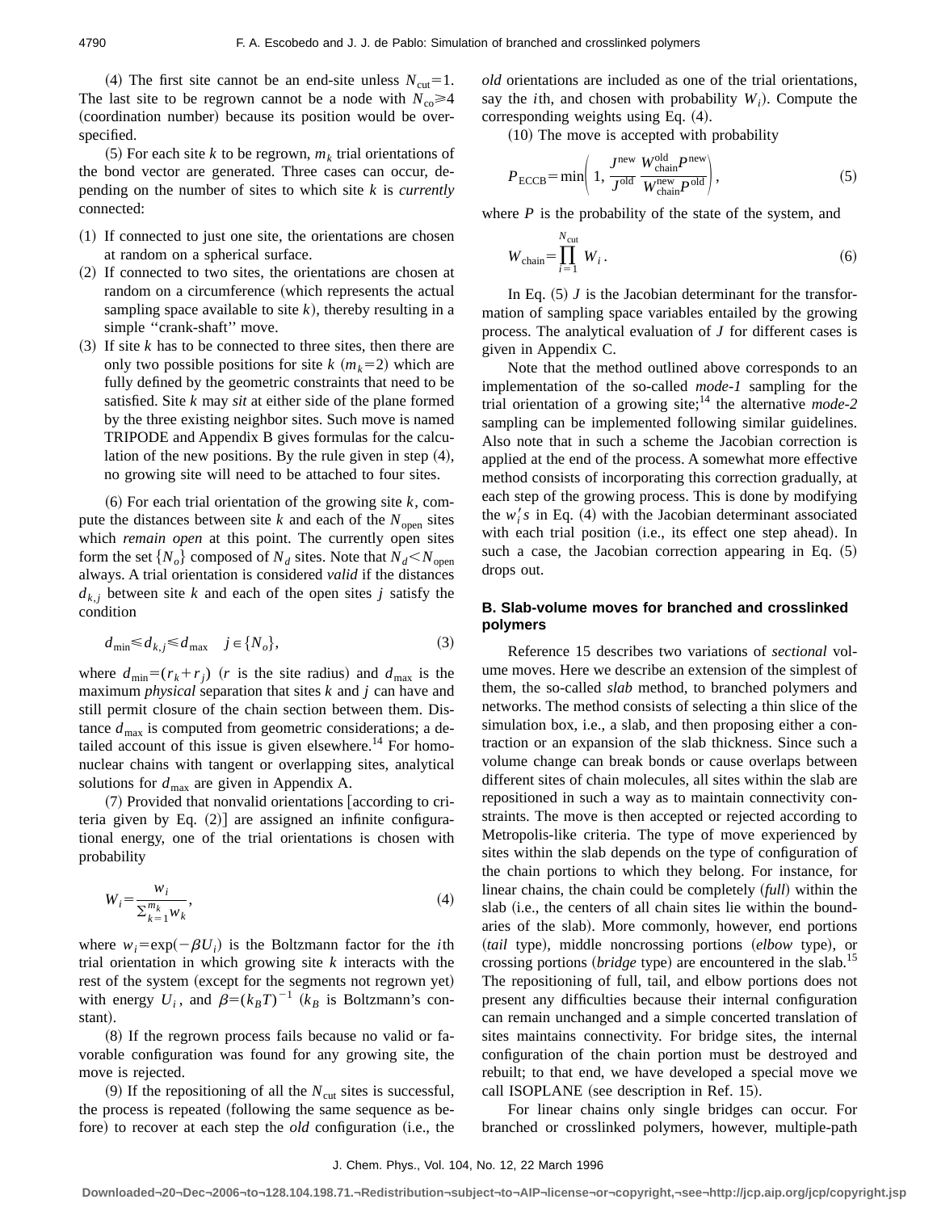(4) The first site cannot be an end-site unless $N_{\rm cut}=1$. The last site to be regrown cannot be a node with $N_{\rm co} \geq 4$ (coordination number) because its position would be over-specified.

(5) For each site $k$ to be regrown, $m_k$ trial orientations of the bond vector are generated. Three cases can occur, depending on the number of sites to which site $k$ is *currently* connected:

(1) If connected to just one site, the orientations are chosen at random on a spherical surface.

(2) If connected to two sites, the orientations are chosen at random on a circumference (which represents the actual sampling space available to site $k$), thereby resulting in a simple ''crank-shaft'' move.

(3) If site $k$ has to be connected to three sites, then there are only two possible positions for site $k$ ($m_k=2$) which are fully defined by the geometric constraints that need to be satisfied. Site $k$ may *sit* at either side of the plane formed by the three existing neighbor sites. Such move is named TRIPODE and Appendix B gives formulas for the calculation of the new positions. By the rule given in step (4), no growing site will need to be attached to four sites.

(6) For each trial orientation of the growing site $k$, compute the distances between site $k$ and each of the $N_{\rm open}$ sites which *remain open* at this point. The currently open sites form the set $\{N_o\}$ composed of $N_d$ sites. Note that $N_d < N_{\rm open}$ always. A trial orientation is considered *valid* if the distances $d_{k,j}$ between site $k$ and each of the open sites $j$ satisfy the condition

$$d_{\min} \leq d_{k,j} \leq d_{\max} \quad j \in \{N_o\}, \tag{3}$$

where $d_{\min}=(r_k+r_j)$ ($r$ is the site radius) and $d_{\max}$ is the maximum *physical* separation that sites $k$ and $j$ can have and still permit closure of the chain section between them. Distance $d_{\max}$ is computed from geometric considerations; a detailed account of this issue is given elsewhere.[14] For homonuclear chains with tangent or overlapping sites, analytical solutions for $d_{\max}$ are given in Appendix A.

(7) Provided that nonvalid orientations [according to criteria given by Eq. (2)] are assigned an infinite configurational energy, one of the trial orientations is chosen with probability

$$W_i = \frac{w_i}{\sum_{k=1}^{m_k} w_k}, \tag{4}$$

where $w_i = \exp(-\beta U_i)$ is the Boltzmann factor for the $i$th trial orientation in which growing site $k$ interacts with the rest of the system (except for the segments not regrown yet) with energy $U_i$, and $\beta=(k_B T)^{-1}$ ($k_B$ is Boltzmann's constant).

(8) If the regrown process fails because no valid or favorable configuration was found for any growing site, the move is rejected.

(9) If the repositioning of all the $N_{\rm cut}$ sites is successful, the process is repeated (following the same sequence as before) to recover at each step the *old* configuration (i.e., the *old* orientations are included as one of the trial orientations, say the $i$th, and chosen with probability $W_i$). Compute the corresponding weights using Eq. (4).

(10) The move is accepted with probability

$$P_{\rm ECCB} = \min\left(1, \frac{J^{\rm new}}{J^{\rm old}} \frac{W_{\rm chain}^{\rm old} P^{\rm new}}{W_{\rm chain}^{\rm new} P^{\rm old}}\right), \tag{5}$$

where $P$ is the probability of the state of the system, and

$$W_{\rm chain} = \prod_{i=1}^{N_{\rm cut}} W_i. \tag{6}$$

In Eq. (5) $J$ is the Jacobian determinant for the transformation of sampling space variables entailed by the growing process. The analytical evaluation of $J$ for different cases is given in Appendix C.

Note that the method outlined above corresponds to an implementation of the so-called *mode-1* sampling for the trial orientation of a growing site;[14] the alternative *mode-2* sampling can be implemented following similar guidelines. Also note that in such a scheme the Jacobian correction is applied at the end of the process. A somewhat more effective method consists of incorporating this correction gradually, at each step of the growing process. This is done by modifying the $w_i'$s in Eq. (4) with the Jacobian determinant associated with each trial position (i.e., its effect one step ahead). In such a case, the Jacobian correction appearing in Eq. (5) drops out.

### B. Slab-volume moves for branched and crosslinked polymers

Reference 15 describes two variations of *sectional* volume moves. Here we describe an extension of the simplest of them, the so-called *slab* method, to branched polymers and networks. The method consists of selecting a thin slice of the simulation box, i.e., a slab, and then proposing either a contraction or an expansion of the slab thickness. Since such a volume change can break bonds or cause overlaps between different sites of chain molecules, all sites within the slab are repositioned in such a way as to maintain connectivity constraints. The move is then accepted or rejected according to Metropolis-like criteria. The type of move experienced by sites within the slab depends on the type of configuration of the chain portions to which they belong. For instance, for linear chains, the chain could be completely (*full*) within the slab (i.e., the centers of all chain sites lie within the boundaries of the slab). More commonly, however, end portions (*tail* type), middle noncrossing portions (*elbow* type), or crossing portions (*bridge* type) are encountered in the slab.[15] The repositioning of full, tail, and elbow portions does not present any difficulties because their internal configuration can remain unchanged and a simple concerted translation of sites maintains connectivity. For bridge sites, the internal configuration of the chain portion must be destroyed and rebuilt; to that end, we have developed a special move we call ISOPLANE (see description in Ref. 15).

For linear chains only single bridges can occur. For branched or crosslinked polymers, however, multiple-path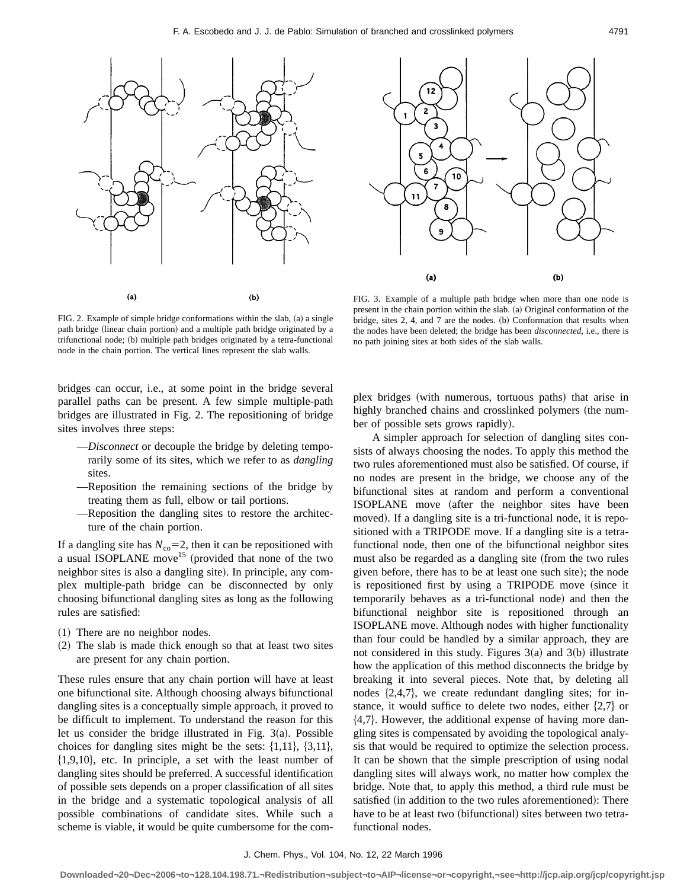FIG. 2. Example of simple bridge conformations within the slab, (a) a single path bridge (linear chain portion) and a multiple path bridge originated by a trifunctional node; (b) multiple path bridges originated by a tetra-functional node in the chain portion. The vertical lines represent the slab walls.

FIG. 3. Example of a multiple path bridge when more than one node is present in the chain portion within the slab. (a) Original conformation of the bridge, sites 2, 4, and 7 are the nodes. (b) Conformation that results when the nodes have been deleted; the bridge has been *disconnected*, i.e., there is no path joining sites at both sides of the slab walls.

bridges can occur, i.e., at some point in the bridge several parallel paths can be present. A few simple multiple-path bridges are illustrated in Fig. 2. The repositioning of bridge sites involves three steps:

—*Disconnect* or decouple the bridge by deleting temporarily some of its sites, which we refer to as *dangling* sites.
—Reposition the remaining sections of the bridge by treating them as full, elbow or tail portions.
—Reposition the dangling sites to restore the architecture of the chain portion.

If a dangling site has $N_{co}=2$, then it can be repositioned with a usual ISOPLANE move[15] (provided that none of the two neighbor sites is also a dangling site). In principle, any complex multiple-path bridge can be disconnected by only choosing bifunctional dangling sites as long as the following rules are satisfied:

(1) There are no neighbor nodes.
(2) The slab is made thick enough so that at least two sites are present for any chain portion.

These rules ensure that any chain portion will have at least one bifunctional site. Although choosing always bifunctional dangling sites is a conceptually simple approach, it proved to be difficult to implement. To understand the reason for this let us consider the bridge illustrated in Fig. 3(a). Possible choices for dangling sites might be the sets: {1,11}, {3,11}, {1,9,10}, etc. In principle, a set with the least number of dangling sites should be preferred. A successful identification of possible sets depends on a proper classification of all sites in the bridge and a systematic topological analysis of all possible combinations of candidate sites. While such a scheme is viable, it would be quite cumbersome for the complex bridges (with numerous, tortuous paths) that arise in highly branched chains and crosslinked polymers (the number of possible sets grows rapidly).

A simpler approach for selection of dangling sites consists of always choosing the nodes. To apply this method the two rules aforementioned must also be satisfied. Of course, if no nodes are present in the bridge, we choose any of the bifunctional sites at random and perform a conventional ISOPLANE move (after the neighbor sites have been moved). If a dangling site is a tri-functional node, it is repositioned with a TRIPODE move. If a dangling site is a tetra-functional node, then one of the bifunctional neighbor sites must also be regarded as a dangling site (from the two rules given before, there has to be at least one such site); the node is repositioned first by using a TRIPODE move (since it temporarily behaves as a tri-functional node) and then the bifunctional neighbor site is repositioned through an ISOPLANE move. Although nodes with higher functionality than four could be handled by a similar approach, they are not considered in this study. Figures 3(a) and 3(b) illustrate how the application of this method disconnects the bridge by breaking it into several pieces. Note that, by deleting all nodes {2,4,7}, we create redundant dangling sites; for instance, it would suffice to delete two nodes, either {2,7} or {4,7}. However, the additional expense of having more dangling sites is compensated by avoiding the topological analysis that would be required to optimize the selection process. It can be shown that the simple prescription of using nodal dangling sites will always work, no matter how complex the bridge. Note that, to apply this method, a third rule must be satisfied (in addition to the two rules aforementioned): There have to be at least two (bifunctional) sites between two tetra-functional nodes.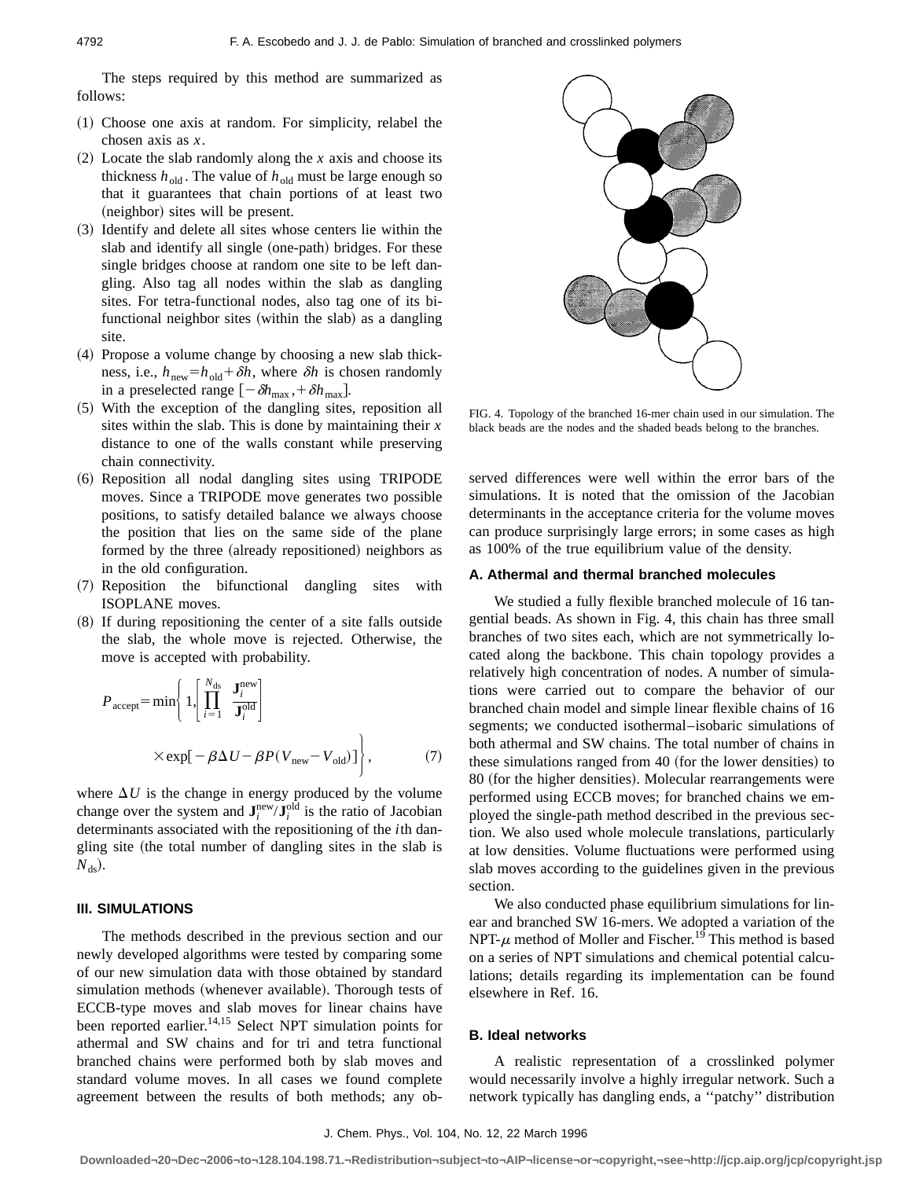The steps required by this method are summarized as follows:

(1) Choose one axis at random. For simplicity, relabel the chosen axis as $x$.
(2) Locate the slab randomly along the $x$ axis and choose its thickness $h_{\text{old}}$. The value of $h_{\text{old}}$ must be large enough so that it guarantees that chain portions of at least two (neighbor) sites will be present.
(3) Identify and delete all sites whose centers lie within the slab and identify all single (one-path) bridges. For these single bridges choose at random one site to be left dangling. Also tag all nodes within the slab as dangling sites. For tetra-functional nodes, also tag one of its bi-functional neighbor sites (within the slab) as a dangling site.
(4) Propose a volume change by choosing a new slab thickness, i.e., $h_{\text{new}} = h_{\text{old}} + \delta h$, where $\delta h$ is chosen randomly in a preselected range $[-\delta h_{\max}, +\delta h_{\max}]$.
(5) With the exception of the dangling sites, reposition all sites within the slab. This is done by maintaining their $x$ distance to one of the walls constant while preserving chain connectivity.
(6) Reposition all nodal dangling sites using TRIPODE moves. Since a TRIPODE move generates two possible positions, to satisfy detailed balance we always choose the position that lies on the same side of the plane formed by the three (already repositioned) neighbors as in the old configuration.
(7) Reposition the bifunctional dangling sites with ISOPLANE moves.
(8) If during repositioning the center of a site falls outside the slab, the whole move is rejected. Otherwise, the move is accepted with probability.

$$P_{\text{accept}} = \min\left\{1, \left[\prod_{i=1}^{N_{\text{ds}}} \frac{\mathbf{J}_i^{\text{new}}}{\mathbf{J}_i^{\text{old}}}\right] \times \exp[-\beta \Delta U - \beta P (V_{\text{new}} - V_{\text{old}})]\right\}, \tag{7}$$

where $\Delta U$ is the change in energy produced by the volume change over the system and $\mathbf{J}_i^{\text{new}}/\mathbf{J}_i^{\text{old}}$ is the ratio of Jacobian determinants associated with the repositioning of the $i$th dangling site (the total number of dangling sites in the slab is $N_{\text{ds}}$).

## III. SIMULATIONS

The methods described in the previous section and our newly developed algorithms were tested by comparing some of our new simulation data with those obtained by standard simulation methods (whenever available). Thorough tests of ECCB-type moves and slab moves for linear chains have been reported earlier.[14,15] Select NPT simulation points for athermal and SW chains and for tri and tetra functional branched chains were performed both by slab moves and standard volume moves. In all cases we found complete agreement between the results of both methods; any observed differences were well within the error bars of the simulations. It is noted that the omission of the Jacobian determinants in the acceptance criteria for the volume moves can produce surprisingly large errors; in some cases as high as 100% of the true equilibrium value of the density.

FIG. 4. Topology of the branched 16-mer chain used in our simulation. The black beads are the nodes and the shaded beads belong to the branches.

### A. Athermal and thermal branched molecules

We studied a fully flexible branched molecule of 16 tangential beads. As shown in Fig. 4, this chain has three small branches of two sites each, which are not symmetrically located along the backbone. This chain topology provides a relatively high concentration of nodes. A number of simulations were carried out to compare the behavior of our branched chain model and simple linear flexible chains of 16 segments; we conducted isothermal–isobaric simulations of both athermal and SW chains. The total number of chains in these simulations ranged from 40 (for the lower densities) to 80 (for the higher densities). Molecular rearrangements were performed using ECCB moves; for branched chains we employed the single-path method described in the previous section. We also used whole molecule translations, particularly at low densities. Volume fluctuations were performed using slab moves according to the guidelines given in the previous section.

We also conducted phase equilibrium simulations for linear and branched SW 16-mers. We adopted a variation of the NPT-$\mu$ method of Moller and Fischer.[19] This method is based on a series of NPT simulations and chemical potential calculations; details regarding its implementation can be found elsewhere in Ref. 16.

### B. Ideal networks

A realistic representation of a crosslinked polymer would necessarily involve a highly irregular network. Such a network typically has dangling ends, a ''patchy'' distribution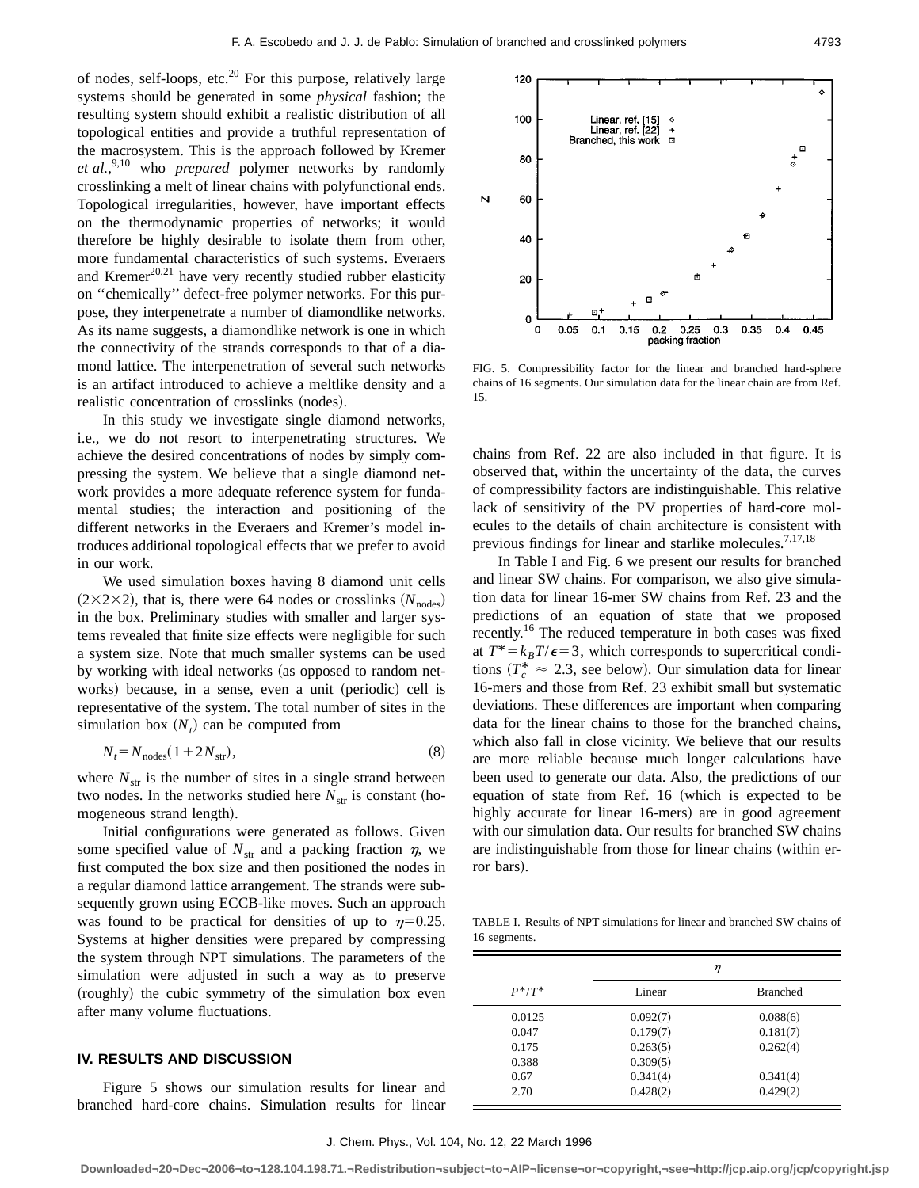of nodes, self-loops, etc.[20] For this purpose, relatively large systems should be generated in some *physical* fashion; the resulting system should exhibit a realistic distribution of all topological entities and provide a truthful representation of the macrosystem. This is the approach followed by Kremer *et al.*,[9,10] who *prepared* polymer networks by randomly crosslinking a melt of linear chains with polyfunctional ends. Topological irregularities, however, have important effects on the thermodynamic properties of networks; it would therefore be highly desirable to isolate them from other, more fundamental characteristics of such systems. Everaers and Kremer[20,21] have very recently studied rubber elasticity on "chemically" defect-free polymer networks. For this purpose, they interpenetrate a number of diamondlike networks. As its name suggests, a diamondlike network is one in which the connectivity of the strands corresponds to that of a diamond lattice. The interpenetration of several such networks is an artifact introduced to achieve a meltlike density and a realistic concentration of crosslinks (nodes).

In this study we investigate single diamond networks, i.e., we do not resort to interpenetrating structures. We achieve the desired concentrations of nodes by simply compressing the system. We believe that a single diamond network provides a more adequate reference system for fundamental studies; the interaction and positioning of the different networks in the Everaers and Kremer's model introduces additional topological effects that we prefer to avoid in our work.

We used simulation boxes having 8 diamond unit cells ($2\times2\times2$), that is, there were 64 nodes or crosslinks ($N_{\text{nodes}}$) in the box. Preliminary studies with smaller and larger systems revealed that finite size effects were negligible for such a system size. Note that much smaller systems can be used by working with ideal networks (as opposed to random networks) because, in a sense, even a unit (periodic) cell is representative of the system. The total number of sites in the simulation box ($N_t$) can be computed from

$$N_t = N_{\text{nodes}}(1 + 2N_{\text{str}}), \tag{8}$$

where $N_{\text{str}}$ is the number of sites in a single strand between two nodes. In the networks studied here $N_{\text{str}}$ is constant (homogeneous strand length).

Initial configurations were generated as follows. Given some specified value of $N_{\text{str}}$ and a packing fraction $\eta$, we first computed the box size and then positioned the nodes in a regular diamond lattice arrangement. The strands were subsequently grown using ECCB-like moves. Such an approach was found to be practical for densities of up to $\eta = 0.25$. Systems at higher densities were prepared by compressing the system through NPT simulations. The parameters of the simulation were adjusted in such a way as to preserve (roughly) the cubic symmetry of the simulation box even after many volume fluctuations.

## IV. RESULTS AND DISCUSSION

Figure 5 shows our simulation results for linear and branched hard-core chains. Simulation results for linear chains from Ref. 22 are also included in that figure. It is observed that, within the uncertainty of the data, the curves of compressibility factors are indistinguishable. This relative lack of sensitivity of the PV properties of hard-core molecules to the details of chain architecture is consistent with previous findings for linear and starlike molecules.[7,17,18]

FIG. 5. Compressibility factor for the linear and branched hard-sphere chains of 16 segments. Our simulation data for the linear chain are from Ref. 15.

In Table I and Fig. 6 we present our results for branched and linear SW chains. For comparison, we also give simulation data for linear 16-mer SW chains from Ref. 23 and the predictions of an equation of state that we proposed recently.[16] The reduced temperature in both cases was fixed at $T^* = k_B T/\epsilon = 3$, which corresponds to supercritical conditions ($T_c^* \approx 2.3$, see below). Our simulation data for linear 16-mers and those from Ref. 23 exhibit small but systematic deviations. These differences are important when comparing data for the linear chains to those for the branched chains, which also fall in close vicinity. We believe that our results are more reliable because much longer calculations have been used to generate our data. Also, the predictions of our equation of state from Ref. 16 (which is expected to be highly accurate for linear 16-mers) are in good agreement with our simulation data. Our results for branched SW chains are indistinguishable from those for linear chains (within error bars).

TABLE I. Results of NPT simulations for linear and branched SW chains of 16 segments.

| | $\eta$ | |
|---|---|---|
| $P^*/T^*$ | Linear | Branched |
| 0.0125 | 0.092(7) | 0.088(6) |
| 0.047 | 0.179(7) | 0.181(7) |
| 0.175 | 0.263(5) | 0.262(4) |
| 0.388 | 0.309(5) | |
| 0.67 | 0.341(4) | 0.341(4) |
| 2.70 | 0.428(2) | 0.429(2) |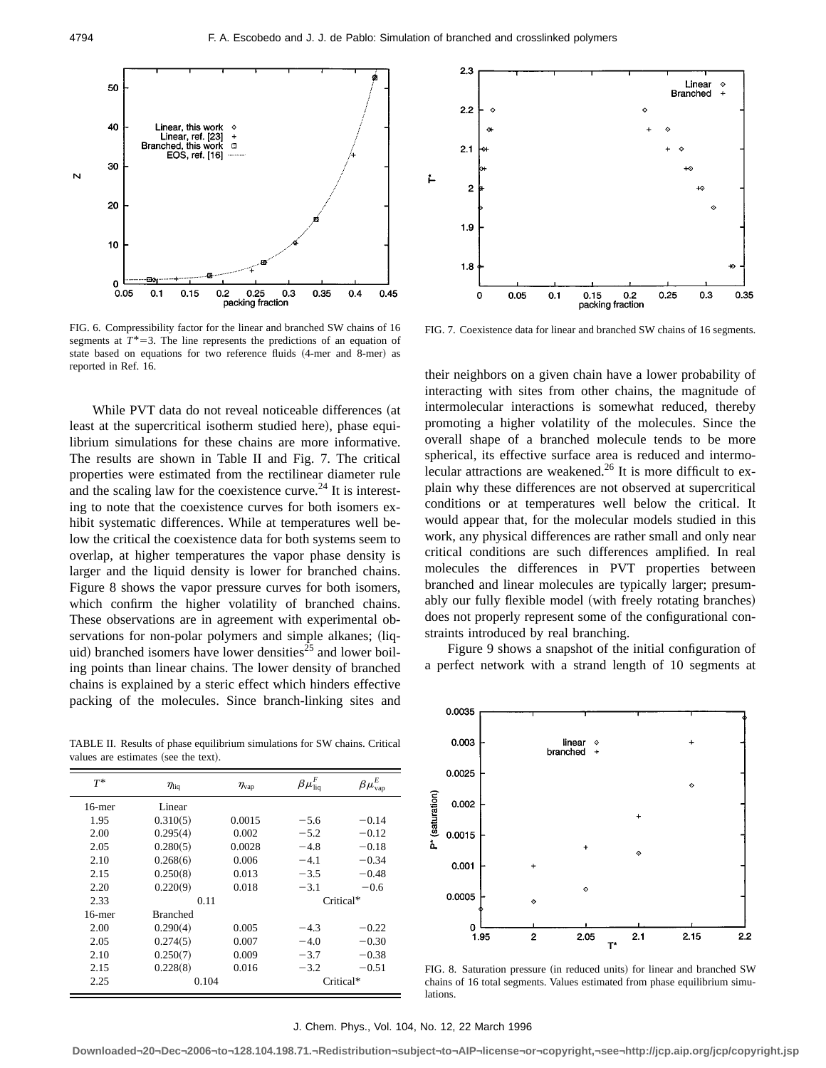FIG. 6. Compressibility factor for the linear and branched SW chains of 16 segments at $T^*=3$. The line represents the predictions of an equation of state based on equations for two reference fluids (4-mer and 8-mer) as reported in Ref. 16.

FIG. 7. Coexistence data for linear and branched SW chains of 16 segments.

While PVT data do not reveal noticeable differences (at least at the supercritical isotherm studied here), phase equilibrium simulations for these chains are more informative. The results are shown in Table II and Fig. 7. The critical properties were estimated from the rectilinear diameter rule and the scaling law for the coexistence curve.[24] It is interesting to note that the coexistence curves for both isomers exhibit systematic differences. While at temperatures well below the critical the coexistence data for both systems seem to overlap, at higher temperatures the vapor phase density is larger and the liquid density is lower for branched chains. Figure 8 shows the vapor pressure curves for both isomers, which confirm the higher volatility of branched chains. These observations are in agreement with experimental observations for non-polar polymers and simple alkanes; (liquid) branched isomers have lower densities[25] and lower boiling points than linear chains. The lower density of branched chains is explained by a steric effect which hinders effective packing of the molecules. Since branch-linking sites and their neighbors on a given chain have a lower probability of interacting with sites from other chains, the magnitude of intermolecular interactions is somewhat reduced, thereby promoting a higher volatility of the molecules. Since the overall shape of a branched molecule tends to be more spherical, its effective surface area is reduced and intermolecular attractions are weakened.[26] It is more difficult to explain why these differences are not observed at supercritical conditions or at temperatures well below the critical. It would appear that, for the molecular models studied in this work, any physical differences are rather small and only near critical conditions are such differences amplified. In real molecules the differences in PVT properties between branched and linear molecules are typically larger; presumably our fully flexible model (with freely rotating branches) does not properly represent some of the configurational constraints introduced by real branching.

Figure 9 shows a snapshot of the initial configuration of a perfect network with a strand length of 10 segments at

TABLE II. Results of phase equilibrium simulations for SW chains. Critical values are estimates (see the text).

| $T^*$ | $\eta_{\text{liq}}$ | $\eta_{\text{vap}}$ | $\beta\mu^F_{\text{liq}}$ | $\beta\mu^E_{\text{vap}}$ |
|---|---|---|---|---|
| 16-mer | Linear | | | |
| 1.95 | 0.310(5) | 0.0015 | −5.6 | −0.14 |
| 2.00 | 0.295(4) | 0.002 | −5.2 | −0.12 |
| 2.05 | 0.280(5) | 0.0028 | −4.8 | −0.18 |
| 2.10 | 0.268(6) | 0.006 | −4.1 | −0.34 |
| 2.15 | 0.250(8) | 0.013 | −3.5 | −0.48 |
| 2.20 | 0.220(9) | 0.018 | −3.1 | −0.6 |
| 2.33 | 0.11 | | Critical* | |
| 16-mer | Branched | | | |
| 2.00 | 0.290(4) | 0.005 | −4.3 | −0.22 |
| 2.05 | 0.274(5) | 0.007 | −4.0 | −0.30 |
| 2.10 | 0.250(7) | 0.009 | −3.7 | −0.38 |
| 2.15 | 0.228(8) | 0.016 | −3.2 | −0.51 |
| 2.25 | 0.104 | | Critical* | |

FIG. 8. Saturation pressure (in reduced units) for linear and branched SW chains of 16 total segments. Values estimated from phase equilibrium simulations.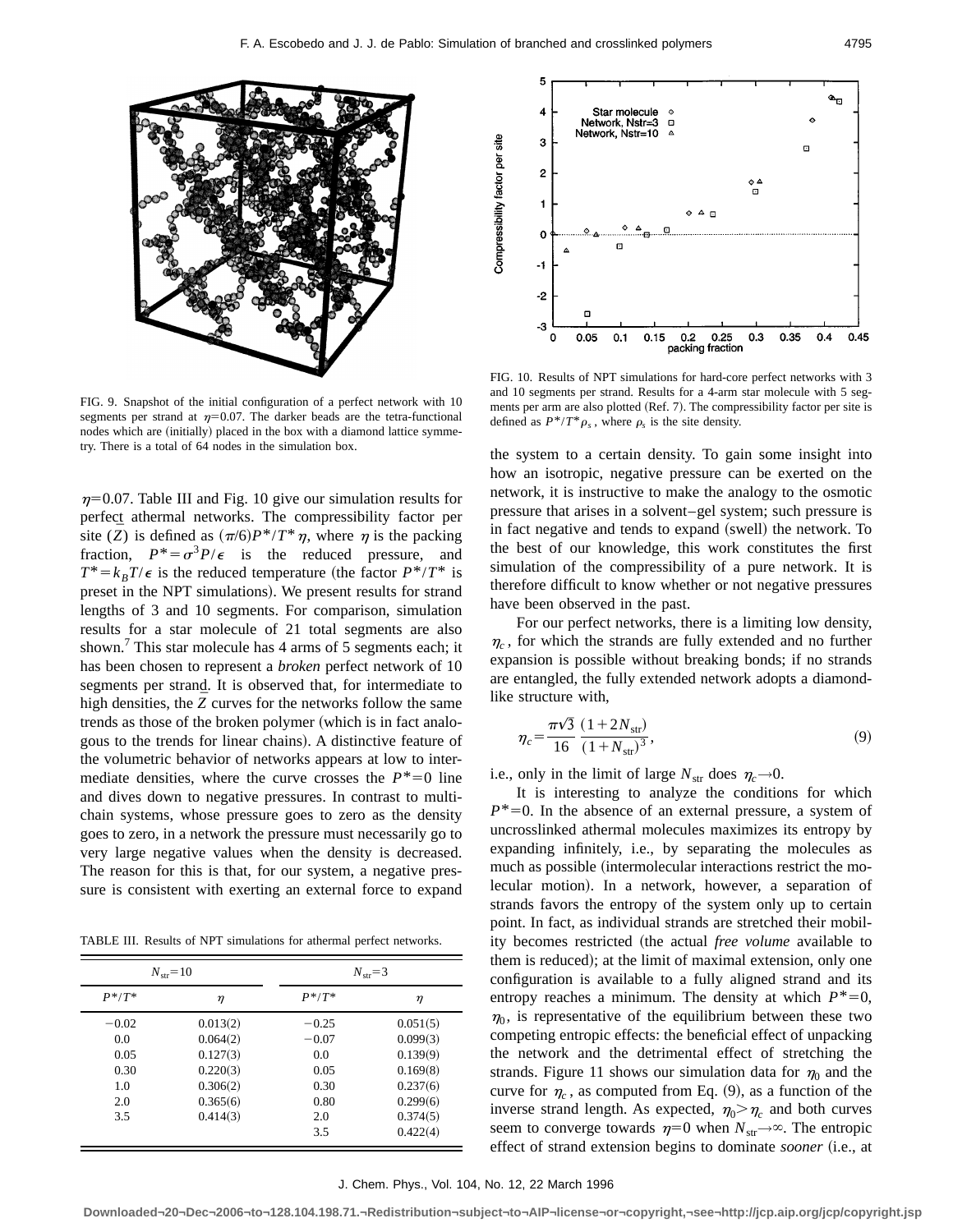FIG. 9. Snapshot of the initial configuration of a perfect network with 10 segments per strand at $\eta=0.07$. The darker beads are the tetra-functional nodes which are (initially) placed in the box with a diamond lattice symmetry. There is a total of 64 nodes in the simulation box.

$\eta=0.07$. Table III and Fig. 10 give our simulation results for perfect athermal networks. The compressibility factor per site ($\bar{Z}$) is defined as $(\pi/6)P^*/T^*\eta$, where $\eta$ is the packing fraction, $P^*=\sigma^3 P/\epsilon$ is the reduced pressure, and $T^*=k_B T/\epsilon$ is the reduced temperature (the factor $P^*/T^*$ is preset in the NPT simulations). We present results for strand lengths of 3 and 10 segments. For comparison, simulation results for a star molecule of 21 total segments are also shown.[7] This star molecule has 4 arms of 5 segments each; it has been chosen to represent a *broken* perfect network of 10 segments per strand. It is observed that, for intermediate to high densities, the $\bar{Z}$ curves for the networks follow the same trends as those of the broken polymer (which is in fact analogous to the trends for linear chains). A distinctive feature of the volumetric behavior of networks appears at low to intermediate densities, where the curve crosses the $P^*=0$ line and dives down to negative pressures. In contrast to multichain systems, whose pressure goes to zero as the density goes to zero, in a network the pressure must necessarily go to very large negative values when the density is decreased. The reason for this is that, for our system, a negative pressure is consistent with exerting an external force to expand the system to a certain density. To gain some insight into how an isotropic, negative pressure can be exerted on the network, it is instructive to make the analogy to the osmotic pressure that arises in a solvent–gel system; such pressure is in fact negative and tends to expand (swell) the network. To the best of our knowledge, this work constitutes the first simulation of the compressibility of a pure network. It is therefore difficult to know whether or not negative pressures have been observed in the past.

TABLE III. Results of NPT simulations for athermal perfect networks.

| $N_{str}=10$ | | $N_{str}=3$ | |
|---|---|---|---|
| $P^*/T^*$ | $\eta$ | $P^*/T^*$ | $\eta$ |
| −0.02 | 0.013(2) | −0.25 | 0.051(5) |
| 0.0 | 0.064(2) | −0.07 | 0.099(3) |
| 0.05 | 0.127(3) | 0.0 | 0.139(9) |
| 0.30 | 0.220(3) | 0.05 | 0.169(8) |
| 1.0 | 0.306(2) | 0.30 | 0.237(6) |
| 2.0 | 0.365(6) | 0.80 | 0.299(6) |
| 3.5 | 0.414(3) | 2.0 | 0.374(5) |
| | | 3.5 | 0.422(4) |

FIG. 10. Results of NPT simulations for hard-core perfect networks with 3 and 10 segments per strand. Results for a 4-arm star molecule with 5 segments per arm are also plotted (Ref. 7). The compressibility factor per site is defined as $P^*/T^*\rho_s$, where $\rho_s$ is the site density.

For our perfect networks, there is a limiting low density, $\eta_c$, for which the strands are fully extended and no further expansion is possible without breaking bonds; if no strands are entangled, the fully extended network adopts a diamond-like structure with,

$$\eta_c=\frac{\pi\sqrt{3}}{16}\frac{(1+2N_{str})}{(1+N_{str})^3}, \tag{9}$$

i.e., only in the limit of large $N_{str}$ does $\eta_c\rightarrow 0$.

It is interesting to analyze the conditions for which $P^*=0$. In the absence of an external pressure, a system of uncrosslinked athermal molecules maximizes its entropy by expanding infinitely, i.e., by separating the molecules as much as possible (intermolecular interactions restrict the molecular motion). In a network, however, a separation of strands favors the entropy of the system only up to certain point. In fact, as individual strands are stretched their mobility becomes restricted (the actual *free volume* available to them is reduced); at the limit of maximal extension, only one configuration is available to a fully aligned strand and its entropy reaches a minimum. The density at which $P^*=0$, $\eta_0$, is representative of the equilibrium between these two competing entropic effects: the beneficial effect of unpacking the network and the detrimental effect of stretching the strands. Figure 11 shows our simulation data for $\eta_0$ and the curve for $\eta_c$, as computed from Eq. (9), as a function of the inverse strand length. As expected, $\eta_0>\eta_c$ and both curves seem to converge towards $\eta=0$ when $N_{str}\rightarrow\infty$. The entropic effect of strand extension begins to dominate *sooner* (i.e., at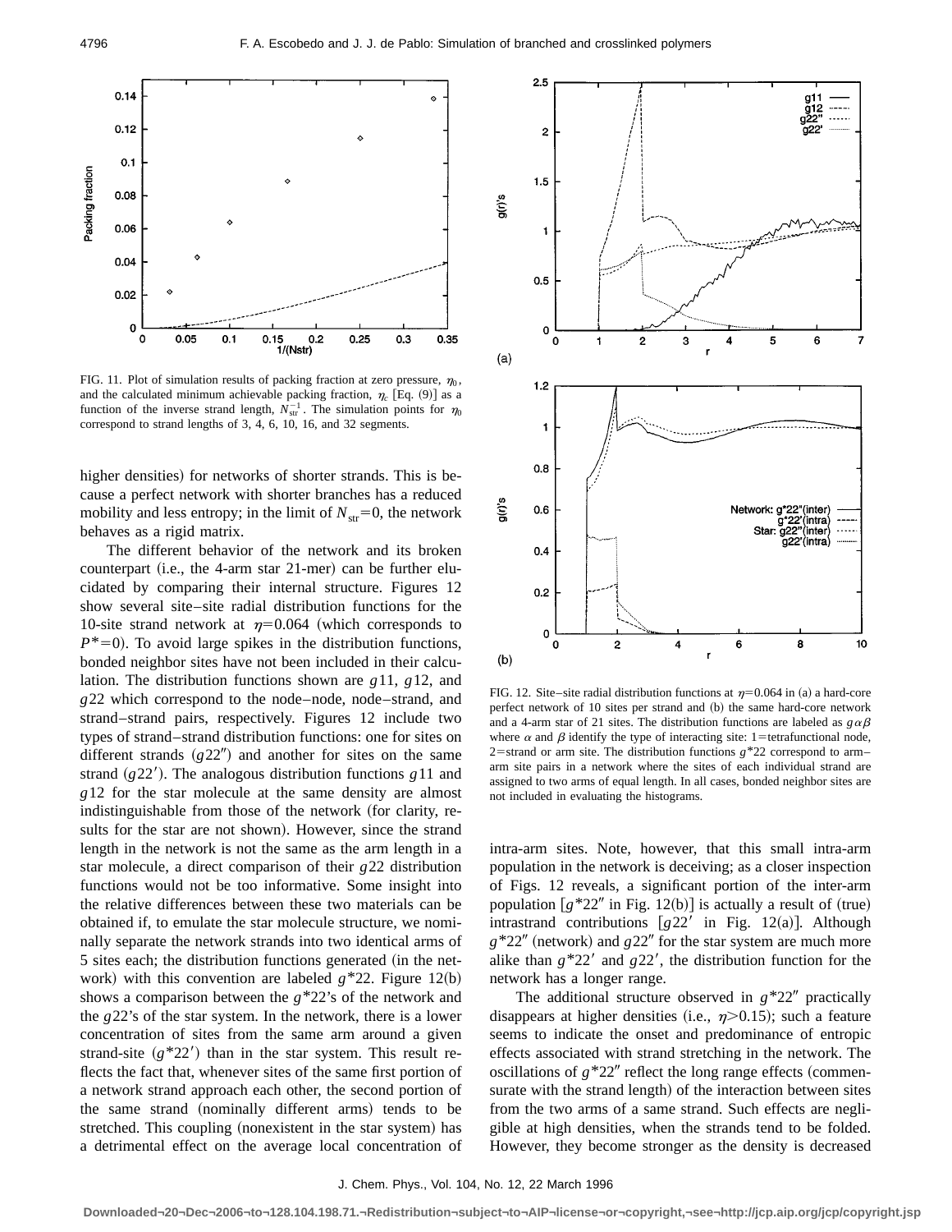FIG. 11. Plot of simulation results of packing fraction at zero pressure, $\eta_0$, and the calculated minimum achievable packing fraction, $\eta_c$ [Eq. (9)] as a function of the inverse strand length, $N_{\rm str}^{-1}$. The simulation points for $\eta_0$ correspond to strand lengths of 3, 4, 6, 10, 16, and 32 segments.

higher densities) for networks of shorter strands. This is because a perfect network with shorter branches has a reduced mobility and less entropy; in the limit of $N_{\rm str}=0$, the network behaves as a rigid matrix.

The different behavior of the network and its broken counterpart (i.e., the 4-arm star 21-mer) can be further elucidated by comparing their internal structure. Figures 12 show several site–site radial distribution functions for the 10-site strand network at $\eta=0.064$ (which corresponds to $P^*=0$). To avoid large spikes in the distribution functions, bonded neighbor sites have not been included in their calculation. The distribution functions shown are $g11$, $g12$, and $g22$ which correspond to the node–node, node–strand, and strand–strand pairs, respectively. Figures 12 include two types of strand–strand distribution functions: one for sites on different strands ($g22''$) and another for sites on the same strand ($g22'$). The analogous distribution functions $g11$ and $g12$ for the star molecule at the same density are almost indistinguishable from those of the network (for clarity, results for the star are not shown). However, since the strand length in the network is not the same as the arm length in a star molecule, a direct comparison of their $g22$ distribution functions would not be too informative. Some insight into the relative differences between these two materials can be obtained if, to emulate the star molecule structure, we nominally separate the network strands into two identical arms of 5 sites each; the distribution functions generated (in the network) with this convention are labeled $g^*22$. Figure 12(b) shows a comparison between the $g^*22$'s of the network and the $g22$'s of the star system. In the network, there is a lower concentration of sites from the same arm around a given strand-site ($g^*22'$) than in the star system. This result reflects the fact that, whenever sites of the same first portion of a network strand approach each other, the second portion of the same strand (nominally different arms) tends to be stretched. This coupling (nonexistent in the star system) has a detrimental effect on the average local concentration of intra-arm sites. Note, however, that this small intra-arm population in the network is deceiving; as a closer inspection of Figs. 12 reveals, a significant portion of the inter-arm population [$g^*22''$ in Fig. 12(b)] is actually a result of (true) intrastrand contributions [$g22'$ in Fig. 12(a)]. Although $g^*22''$ (network) and $g22''$ for the star system are much more alike than $g^*22'$ and $g22'$, the distribution function for the network has a longer range.

FIG. 12. Site–site radial distribution functions at $\eta=0.064$ in (a) a hard-core perfect network of 10 sites per strand and (b) the same hard-core network and a 4-arm star of 21 sites. The distribution functions are labeled as $g\alpha\beta$ where $\alpha$ and $\beta$ identify the type of interacting site: 1=tetrafunctional node, 2=strand or arm site. The distribution functions $g^*22$ correspond to arm–arm site pairs in a network where the sites of each individual strand are assigned to two arms of equal length. In all cases, bonded neighbor sites are not included in evaluating the histograms.

The additional structure observed in $g^*22''$ practically disappears at higher densities (i.e., $\eta>0.15$); such a feature seems to indicate the onset and predominance of entropic effects associated with strand stretching in the network. The oscillations of $g^*22''$ reflect the long range effects (commensurate with the strand length) of the interaction between sites from the two arms of a same strand. Such effects are negligible at high densities, when the strands tend to be folded. However, they become stronger as the density is decreased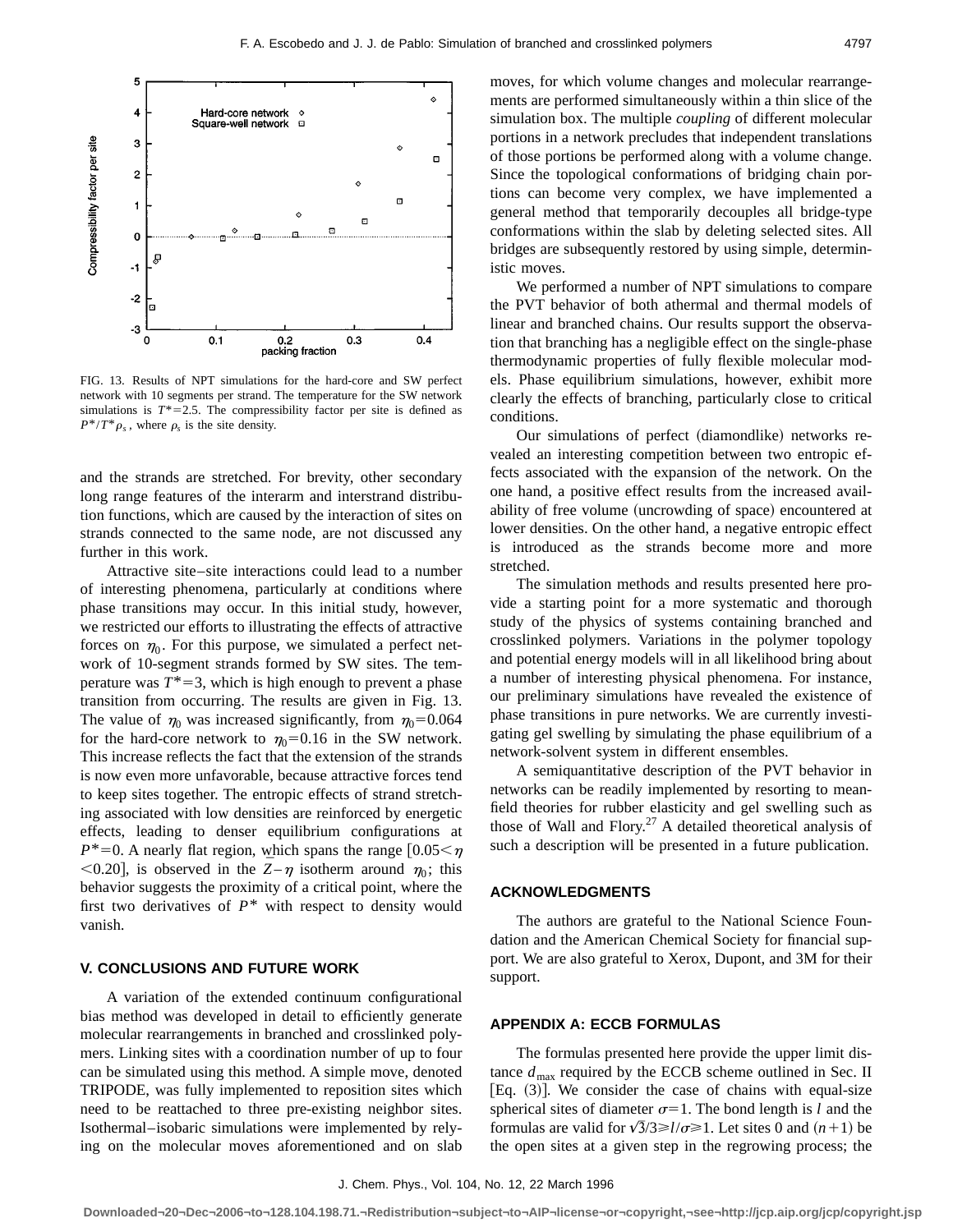Hard-core network
Square-well network
Compressibility factor per site
packing fraction
5
4
3
2
1
0
-1
-2
-3
0
0.1
0.2
0.3
0.4

FIG. 13. Results of NPT simulations for the hard-core and SW perfect network with 10 segments per strand. The temperature for the SW network simulations is $T^*=2.5$. The compressibility factor per site is defined as $P^*/T^*\rho_s$, where $\rho_s$ is the site density.

and the strands are stretched. For brevity, other secondary long range features of the interarm and interstrand distribution functions, which are caused by the interaction of sites on strands connected to the same node, are not discussed any further in this work.

Attractive site–site interactions could lead to a number of interesting phenomena, particularly at conditions where phase transitions may occur. In this initial study, however, we restricted our efforts to illustrating the effects of attractive forces on $\eta_0$. For this purpose, we simulated a perfect network of 10-segment strands formed by SW sites. The temperature was $T^*=3$, which is high enough to prevent a phase transition from occurring. The results are given in Fig. 13. The value of $\eta_0$ was increased significantly, from $\eta_0=0.064$ for the hard-core network to $\eta_0=0.16$ in the SW network. This increase reflects the fact that the extension of the strands is now even more unfavorable, because attractive forces tend to keep sites together. The entropic effects of strand stretching associated with low densities are reinforced by energetic effects, leading to denser equilibrium configurations at $P^*=0$. A nearly flat region, which spans the range $[0.05<\eta<0.20]$, is observed in the $\bar{Z}-\eta$ isotherm around $\eta_0$; this behavior suggests the proximity of a critical point, where the first two derivatives of $P^*$ with respect to density would vanish.

## V. CONCLUSIONS AND FUTURE WORK

A variation of the extended continuum configurational bias method was developed in detail to efficiently generate molecular rearrangements in branched and crosslinked polymers. Linking sites with a coordination number of up to four can be simulated using this method. A simple move, denoted TRIPODE, was fully implemented to reposition sites which need to be reattached to three pre-existing neighbor sites. Isothermal–isobaric simulations were implemented by relying on the molecular moves aforementioned and on slab moves, for which volume changes and molecular rearrangements are performed simultaneously within a thin slice of the simulation box. The multiple *coupling* of different molecular portions in a network precludes that independent translations of those portions be performed along with a volume change. Since the topological conformations of bridging chain portions can become very complex, we have implemented a general method that temporarily decouples all bridge-type conformations within the slab by deleting selected sites. All bridges are subsequently restored by using simple, deterministic moves.

We performed a number of NPT simulations to compare the PVT behavior of both athermal and thermal models of linear and branched chains. Our results support the observation that branching has a negligible effect on the single-phase thermodynamic properties of fully flexible molecular models. Phase equilibrium simulations, however, exhibit more clearly the effects of branching, particularly close to critical conditions.

Our simulations of perfect (diamondlike) networks revealed an interesting competition between two entropic effects associated with the expansion of the network. On the one hand, a positive effect results from the increased availability of free volume (uncrowding of space) encountered at lower densities. On the other hand, a negative entropic effect is introduced as the strands become more and more stretched.

The simulation methods and results presented here provide a starting point for a more systematic and thorough study of the physics of systems containing branched and crosslinked polymers. Variations in the polymer topology and potential energy models will in all likelihood bring about a number of interesting physical phenomena. For instance, our preliminary simulations have revealed the existence of phase transitions in pure networks. We are currently investigating gel swelling by simulating the phase equilibrium of a network-solvent system in different ensembles.

A semiquantitative description of the PVT behavior in networks can be readily implemented by resorting to mean-field theories for rubber elasticity and gel swelling such as those of Wall and Flory.[27] A detailed theoretical analysis of such a description will be presented in a future publication.

## ACKNOWLEDGMENTS

The authors are grateful to the National Science Foundation and the American Chemical Society for financial support. We are also grateful to Xerox, Dupont, and 3M for their support.

## APPENDIX A: ECCB FORMULAS

The formulas presented here provide the upper limit distance $d_{\max}$ required by the ECCB scheme outlined in Sec. II [Eq. (3)]. We consider the case of chains with equal-size spherical sites of diameter $\sigma=1$. The bond length is $l$ and the formulas are valid for $\sqrt{3}/3 \geqslant l/\sigma \geqslant 1$. Let sites 0 and $(n+1)$ be the open sites at a given step in the regrowing process; the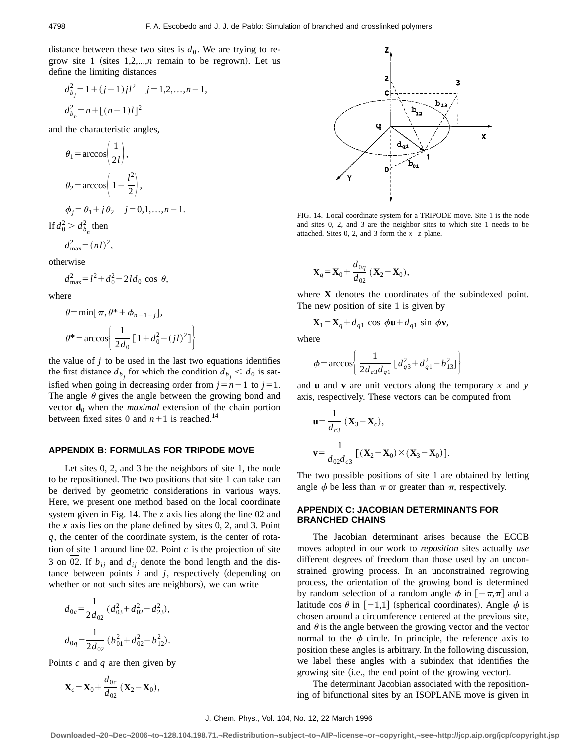distance between these two sites is $d_0$. We are trying to regrow site 1 (sites 1,2,...,$n$ remain to be regrown). Let us define the limiting distances

$$d_{b_j}^2 = 1 + (j-1)jl^2 \quad j=1,2,\ldots,n-1,$$

$$d_{b_n}^2 = n + [(n-1)l]^2$$

and the characteristic angles,

$$\theta_1 = \arccos\left(\frac{1}{2l}\right),$$

$$\theta_2 = \arccos\left(1 - \frac{l^2}{2}\right),$$

$$\phi_j = \theta_1 + j\theta_2 \quad j=0,1,\ldots,n-1.$$

If $d_0^2 > d_{b_n}^2$ then

$$d_{\max}^2 = (nl)^2,$$

otherwise

$$d_{\max}^2 = l^2 + d_0^2 - 2ld_0 \cos\theta,$$

where

$$\theta = \min[\pi, \theta^* + \phi_{n-1-j}],$$

$$\theta^* = \arccos\left\{\frac{1}{2d_0}[1 + d_0^2 - (jl)^2]\right\}$$

the value of $j$ to be used in the last two equations identifies the first distance $d_{b_j}$ for which the condition $d_{b_j} < d_0$ is satisfied when going in decreasing order from $j=n-1$ to $j=1$. The angle $\theta$ gives the angle between the growing bond and vector $\mathbf{d}_0$ when the *maximal* extension of the chain portion between fixed sites 0 and $n+1$ is reached.[14]

## APPENDIX B: FORMULAS FOR TRIPODE MOVE

Let sites 0, 2, and 3 be the neighbors of site 1, the node to be repositioned. The two positions that site 1 can take can be derived by geometric considerations in various ways. Here, we present one method based on the local coordinate system given in Fig. 14. The $z$ axis lies along the line $\overline{02}$ and the $x$ axis lies on the plane defined by sites 0, 2, and 3. Point $q$, the center of the coordinate system, is the center of rotation of site 1 around line $\overline{02}$. Point $c$ is the projection of site 3 on $\overline{02}$. If $b_{ij}$ and $d_{ij}$ denote the bond length and the distance between points $i$ and $j$, respectively (depending on whether or not such sites are neighbors), we can write

$$d_{0c} = \frac{1}{2d_{02}}(d_{03}^2 + d_{02}^2 - d_{23}^2),$$

$$d_{0q} = \frac{1}{2d_{02}}(b_{01}^2 + d_{02}^2 - b_{12}^2).$$

Points $c$ and $q$ are then given by

$$\mathbf{X}_c = \mathbf{X}_0 + \frac{d_{0c}}{d_{02}}(\mathbf{X}_2 - \mathbf{X}_0),$$

FIG. 14. Local coordinate system for a TRIPODE move. Site 1 is the node and sites 0, 2, and 3 are the neighbor sites to which site 1 needs to be attached. Sites 0, 2, and 3 form the $x-z$ plane.

$$\mathbf{X}_q = \mathbf{X}_0 + \frac{d_{0q}}{d_{02}}(\mathbf{X}_2 - \mathbf{X}_0),$$

where $\mathbf{X}$ denotes the coordinates of the subindexed point. The new position of site 1 is given by

$$\mathbf{X}_1 = \mathbf{X}_q + d_{q1}\cos\phi\,\mathbf{u} + d_{q1}\sin\phi\,\mathbf{v},$$

where

$$\phi = \arccos\left\{\frac{1}{2d_{c3}d_{q1}}[d_{q3}^2 + d_{q1}^2 - b_{13}^2]\right\}$$

and $\mathbf{u}$ and $\mathbf{v}$ are unit vectors along the temporary $x$ and $y$ axis, respectively. These vectors can be computed from

$$\mathbf{u} = \frac{1}{d_{c3}}(\mathbf{X}_3 - \mathbf{X}_c),$$

$$\mathbf{v} = \frac{1}{d_{02}d_{c3}}[(\mathbf{X}_2 - \mathbf{X}_0) \times (\mathbf{X}_3 - \mathbf{X}_0)].$$

The two possible positions of site 1 are obtained by letting angle $\phi$ be less than $\pi$ or greater than $\pi$, respectively.

## APPENDIX C: JACOBIAN DETERMINANTS FOR BRANCHED CHAINS

The Jacobian determinant arises because the ECCB moves adopted in our work to *reposition* sites actually *use* different degrees of freedom than those used by an unconstrained growing process. In an unconstrained regrowing process, the orientation of the growing bond is determined by random selection of a random angle $\phi$ in $[-\pi,\pi]$ and a latitude $\cos\theta$ in $[-1,1]$ (spherical coordinates). Angle $\phi$ is chosen around a circumference centered at the previous site, and $\theta$ is the angle between the growing vector and the vector normal to the $\phi$ circle. In principle, the reference axis to position these angles is arbitrary. In the following discussion, we label these angles with a subindex that identifies the growing site (i.e., the end point of the growing vector).

The determinant Jacobian associated with the repositioning of bifunctional sites by an ISOPLANE move is given in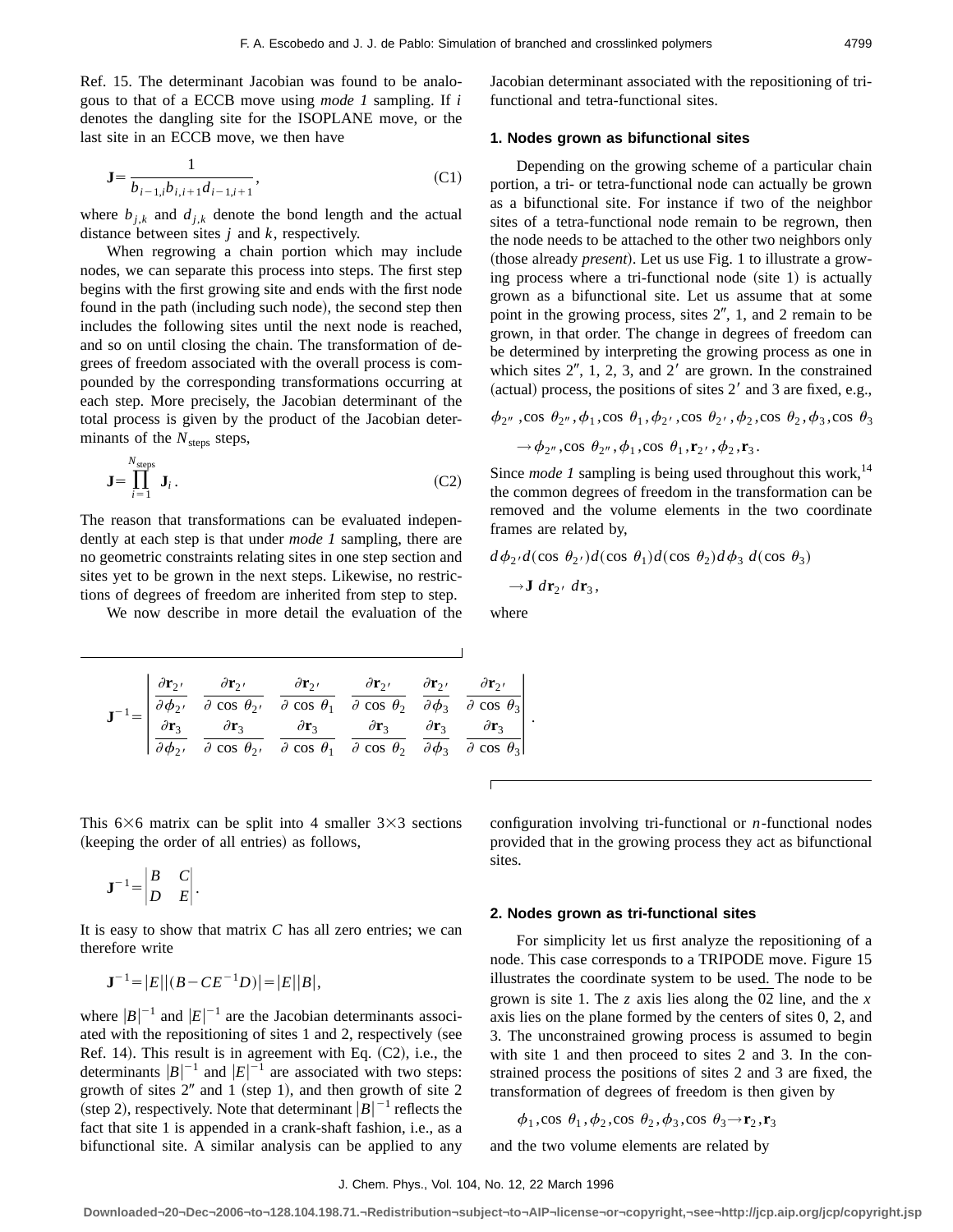Ref. 15. The determinant Jacobian was found to be analogous to that of a ECCB move using *mode 1* sampling. If $i$ denotes the dangling site for the ISOPLANE move, or the last site in an ECCB move, we then have

$$\mathbf{J}=\frac{1}{b_{i-1,i}b_{i,i+1}d_{i-1,i+1}}, \tag{C1}$$

where $b_{j,k}$ and $d_{j,k}$ denote the bond length and the actual distance between sites $j$ and $k$, respectively.

When regrowing a chain portion which may include nodes, we can separate this process into steps. The first step begins with the first growing site and ends with the first node found in the path (including such node), the second step then includes the following sites until the next node is reached, and so on until closing the chain. The transformation of degrees of freedom associated with the overall process is compounded by the corresponding transformations occurring at each step. More precisely, the Jacobian determinant of the total process is given by the product of the Jacobian determinants of the $N_{\text{steps}}$ steps,

$$\mathbf{J}=\prod_{i=1}^{N_{\text{steps}}}\mathbf{J}_i. \tag{C2}$$

The reason that transformations can be evaluated independently at each step is that under *mode 1* sampling, there are no geometric constraints relating sites in one step section and sites yet to be grown in the next steps. Likewise, no restrictions of degrees of freedom are inherited from step to step.

We now describe in more detail the evaluation of the Jacobian determinant associated with the repositioning of tri-functional and tetra-functional sites.

### 1. Nodes grown as bifunctional sites

Depending on the growing scheme of a particular chain portion, a tri- or tetra-functional node can actually be grown as a bifunctional site. For instance if two of the neighbor sites of a tetra-functional node remain to be regrown, then the node needs to be attached to the other two neighbors only (those already *present*). Let us use Fig. 1 to illustrate a growing process where a tri-functional node (site 1) is actually grown as a bifunctional site. Let us assume that at some point in the growing process, sites 2″, 1, and 2 remain to be grown, in that order. The change in degrees of freedom can be determined by interpreting the growing process as one in which sites 2″, 1, 2, 3, and 2′ are grown. In the constrained (actual) process, the positions of sites 2′ and 3 are fixed, e.g.,

$$\phi_{2''},\cos\,\theta_{2''},\phi_1,\cos\,\theta_1,\phi_{2'},\cos\,\theta_{2'},\phi_2,\cos\,\theta_2,\phi_3,\cos\,\theta_3$$
$$\rightarrow\phi_{2''},\cos\,\theta_{2''},\phi_1,\cos\,\theta_1,\mathbf{r}_{2'},\phi_2,\mathbf{r}_3.$$

Since *mode 1* sampling is being used throughout this work,[14] the common degrees of freedom in the transformation can be removed and the volume elements in the two coordinate frames are related by,

$$d\phi_{2'}d(\cos\,\theta_{2'})d(\cos\,\theta_1)d(\cos\,\theta_2)d\phi_3\,d(\cos\,\theta_3)$$
$$\rightarrow\mathbf{J}\,d\mathbf{r}_{2'}\,d\mathbf{r}_3,$$

where

$$\mathbf{J}^{-1}=\begin{vmatrix}\dfrac{\partial\mathbf{r}_{2'}}{\partial\phi_{2'}} & \dfrac{\partial\mathbf{r}_{2'}}{\partial\cos\,\theta_{2'}} & \dfrac{\partial\mathbf{r}_{2'}}{\partial\cos\,\theta_1} & \dfrac{\partial\mathbf{r}_{2'}}{\partial\cos\,\theta_2} & \dfrac{\partial\mathbf{r}_{2'}}{\partial\phi_3} & \dfrac{\partial\mathbf{r}_{2'}}{\partial\cos\,\theta_3}\\ \dfrac{\partial\mathbf{r}_3}{\partial\phi_{2'}} & \dfrac{\partial\mathbf{r}_3}{\partial\cos\,\theta_{2'}} & \dfrac{\partial\mathbf{r}_3}{\partial\cos\,\theta_1} & \dfrac{\partial\mathbf{r}_3}{\partial\cos\,\theta_2} & \dfrac{\partial\mathbf{r}_3}{\partial\phi_3} & \dfrac{\partial\mathbf{r}_3}{\partial\cos\,\theta_3}\end{vmatrix}.$$

This 6×6 matrix can be split into 4 smaller 3×3 sections (keeping the order of all entries) as follows,

$$\mathbf{J}^{-1}=\begin{vmatrix}B & C\\ D & E\end{vmatrix}.$$

It is easy to show that matrix $C$ has all zero entries; we can therefore write

$$\mathbf{J}^{-1}=|E||(B-CE^{-1}D)|=|E||B|,$$

where $|B|^{-1}$ and $|E|^{-1}$ are the Jacobian determinants associated with the repositioning of sites 1 and 2, respectively (see Ref. 14). This result is in agreement with Eq. (C2), i.e., the determinants $|B|^{-1}$ and $|E|^{-1}$ are associated with two steps: growth of sites 2″ and 1 (step 1), and then growth of site 2 (step 2), respectively. Note that determinant $|B|^{-1}$ reflects the fact that site 1 is appended in a crank-shaft fashion, i.e., as a bifunctional site. A similar analysis can be applied to any configuration involving tri-functional or $n$-functional nodes provided that in the growing process they act as bifunctional sites.

### 2. Nodes grown as tri-functional sites

For simplicity let us first analyze the repositioning of a node. This case corresponds to a TRIPODE move. Figure 15 illustrates the coordinate system to be used. The node to be grown is site 1. The $z$ axis lies along the $\overline{02}$ line, and the $x$ axis lies on the plane formed by the centers of sites 0, 2, and 3. The unconstrained growing process is assumed to begin with site 1 and then proceed to sites 2 and 3. In the constrained process the positions of sites 2 and 3 are fixed, the transformation of degrees of freedom is then given by

$$\phi_1,\cos\,\theta_1,\phi_2,\cos\,\theta_2,\phi_3,\cos\,\theta_3\rightarrow\mathbf{r}_2,\mathbf{r}_3$$

and the two volume elements are related by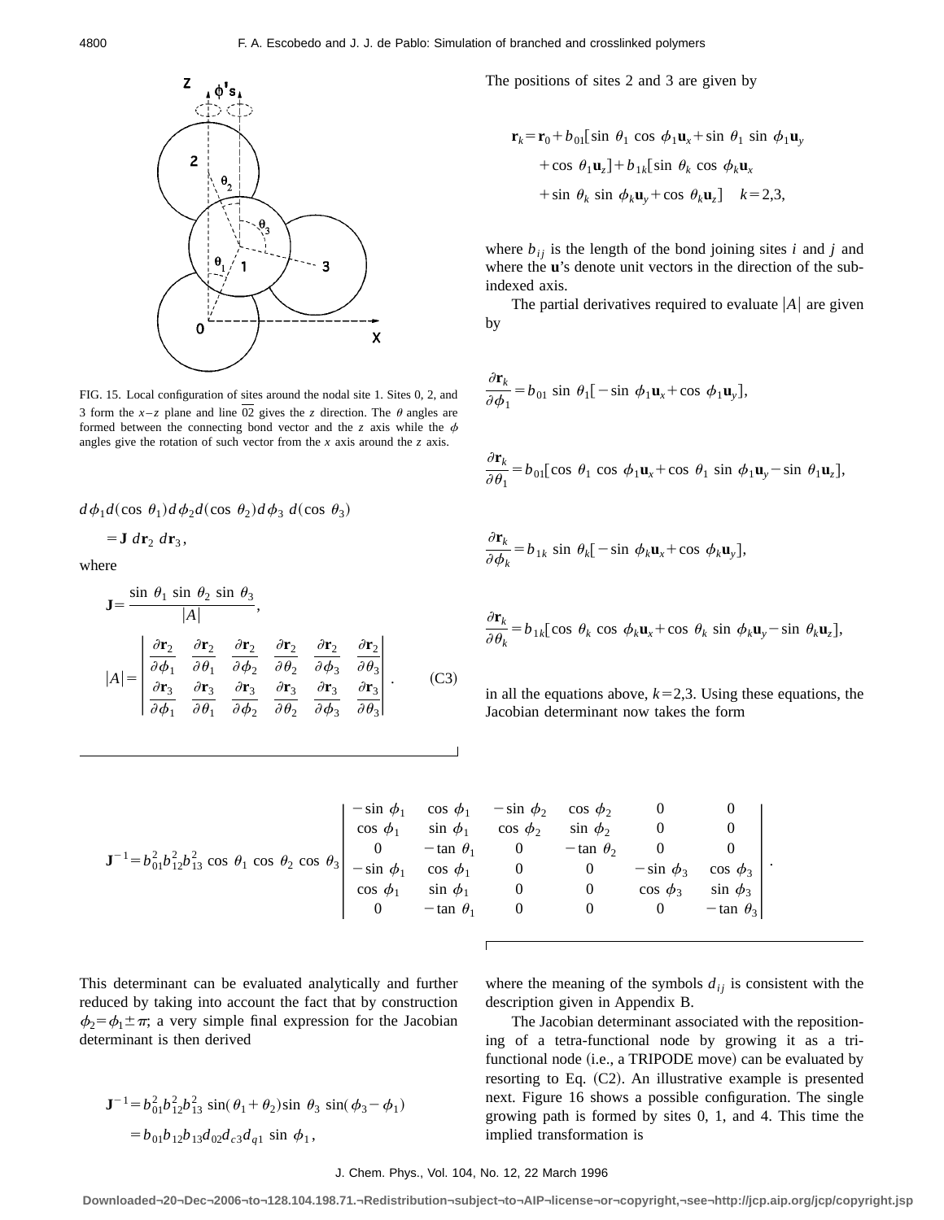FIG. 15. Local configuration of sites around the nodal site 1. Sites 0, 2, and 3 form the $x$–$z$ plane and line $\overline{02}$ gives the $z$ direction. The $\theta$ angles are formed between the connecting bond vector and the $z$ axis while the $\phi$ angles give the rotation of such vector from the $x$ axis around the $z$ axis.

$$d\phi_1 d(\cos\,\theta_1) d\phi_2 d(\cos\,\theta_2) d\phi_3\; d(\cos\,\theta_3) = \mathbf{J}\; d\mathbf{r}_2\; d\mathbf{r}_3,$$

where

$$\mathbf{J} = \frac{\sin\,\theta_1\,\sin\,\theta_2\,\sin\,\theta_3}{|A|},$$

$$|A| = \begin{vmatrix} \frac{\partial \mathbf{r}_2}{\partial \phi_1} & \frac{\partial \mathbf{r}_2}{\partial \theta_1} & \frac{\partial \mathbf{r}_2}{\partial \phi_2} & \frac{\partial \mathbf{r}_2}{\partial \theta_2} & \frac{\partial \mathbf{r}_2}{\partial \phi_3} & \frac{\partial \mathbf{r}_2}{\partial \theta_3} \\ \frac{\partial \mathbf{r}_3}{\partial \phi_1} & \frac{\partial \mathbf{r}_3}{\partial \theta_1} & \frac{\partial \mathbf{r}_3}{\partial \phi_2} & \frac{\partial \mathbf{r}_3}{\partial \theta_2} & \frac{\partial \mathbf{r}_3}{\partial \phi_3} & \frac{\partial \mathbf{r}_3}{\partial \theta_3} \end{vmatrix}. \tag{C3}$$

The positions of sites 2 and 3 are given by

$$\mathbf{r}_k = \mathbf{r}_0 + b_{01}[\sin\,\theta_1\,\cos\,\phi_1 \mathbf{u}_x + \sin\,\theta_1\,\sin\,\phi_1 \mathbf{u}_y + \cos\,\theta_1 \mathbf{u}_z] + b_{1k}[\sin\,\theta_k\,\cos\,\phi_k \mathbf{u}_x + \sin\,\theta_k\,\sin\,\phi_k \mathbf{u}_y + \cos\,\theta_k \mathbf{u}_z] \quad k=2,3,$$

where $b_{ij}$ is the length of the bond joining sites $i$ and $j$ and where the $\mathbf{u}$'s denote unit vectors in the direction of the sub-indexed axis.

The partial derivatives required to evaluate $|A|$ are given by

$$\frac{\partial \mathbf{r}_k}{\partial \phi_1} = b_{01}\,\sin\,\theta_1[-\sin\,\phi_1 \mathbf{u}_x + \cos\,\phi_1 \mathbf{u}_y],$$

$$\frac{\partial \mathbf{r}_k}{\partial \theta_1} = b_{01}[\cos\,\theta_1\,\cos\,\phi_1 \mathbf{u}_x + \cos\,\theta_1\,\sin\,\phi_1 \mathbf{u}_y - \sin\,\theta_1 \mathbf{u}_z],$$

$$\frac{\partial \mathbf{r}_k}{\partial \phi_k} = b_{1k}\,\sin\,\theta_k[-\sin\,\phi_k \mathbf{u}_x + \cos\,\phi_k \mathbf{u}_y],$$

$$\frac{\partial \mathbf{r}_k}{\partial \theta_k} = b_{1k}[\cos\,\theta_k\,\cos\,\phi_k \mathbf{u}_x + \cos\,\theta_k\,\sin\,\phi_k \mathbf{u}_y - \sin\,\theta_k \mathbf{u}_z],$$

in all the equations above, $k=2,3$. Using these equations, the Jacobian determinant now takes the form

$$\mathbf{J}^{-1} = b_{01}^2 b_{12}^2 b_{13}^2\,\cos\,\theta_1\,\cos\,\theta_2\,\cos\,\theta_3 \begin{vmatrix} -\sin\,\phi_1 & \cos\,\phi_1 & -\sin\,\phi_2 & \cos\,\phi_2 & 0 & 0 \\ \cos\,\phi_1 & \sin\,\phi_1 & \cos\,\phi_2 & \sin\,\phi_2 & 0 & 0 \\ 0 & -\tan\,\theta_1 & 0 & -\tan\,\theta_2 & 0 & 0 \\ -\sin\,\phi_1 & \cos\,\phi_1 & 0 & 0 & -\sin\,\phi_3 & \cos\,\phi_3 \\ \cos\,\phi_1 & \sin\,\phi_1 & 0 & 0 & \cos\,\phi_3 & \sin\,\phi_3 \\ 0 & -\tan\,\theta_1 & 0 & 0 & 0 & -\tan\,\theta_3 \end{vmatrix}.$$

This determinant can be evaluated analytically and further reduced by taking into account the fact that by construction $\phi_2 = \phi_1 \pm \pi$; a very simple final expression for the Jacobian determinant is then derived

$$\mathbf{J}^{-1} = b_{01}^2 b_{12}^2 b_{13}^2\,\sin(\theta_1+\theta_2)\sin\,\theta_3\,\sin(\phi_3-\phi_1) = b_{01} b_{12} b_{13} d_{02} d_{c3} d_{q1}\,\sin\,\phi_1,$$

where the meaning of the symbols $d_{ij}$ is consistent with the description given in Appendix B.

The Jacobian determinant associated with the repositioning of a tetra-functional node by growing it as a tri-functional node (i.e., a TRIPODE move) can be evaluated by resorting to Eq. (C2). An illustrative example is presented next. Figure 16 shows a possible configuration. The single growing path is formed by sites 0, 1, and 4. This time the implied transformation is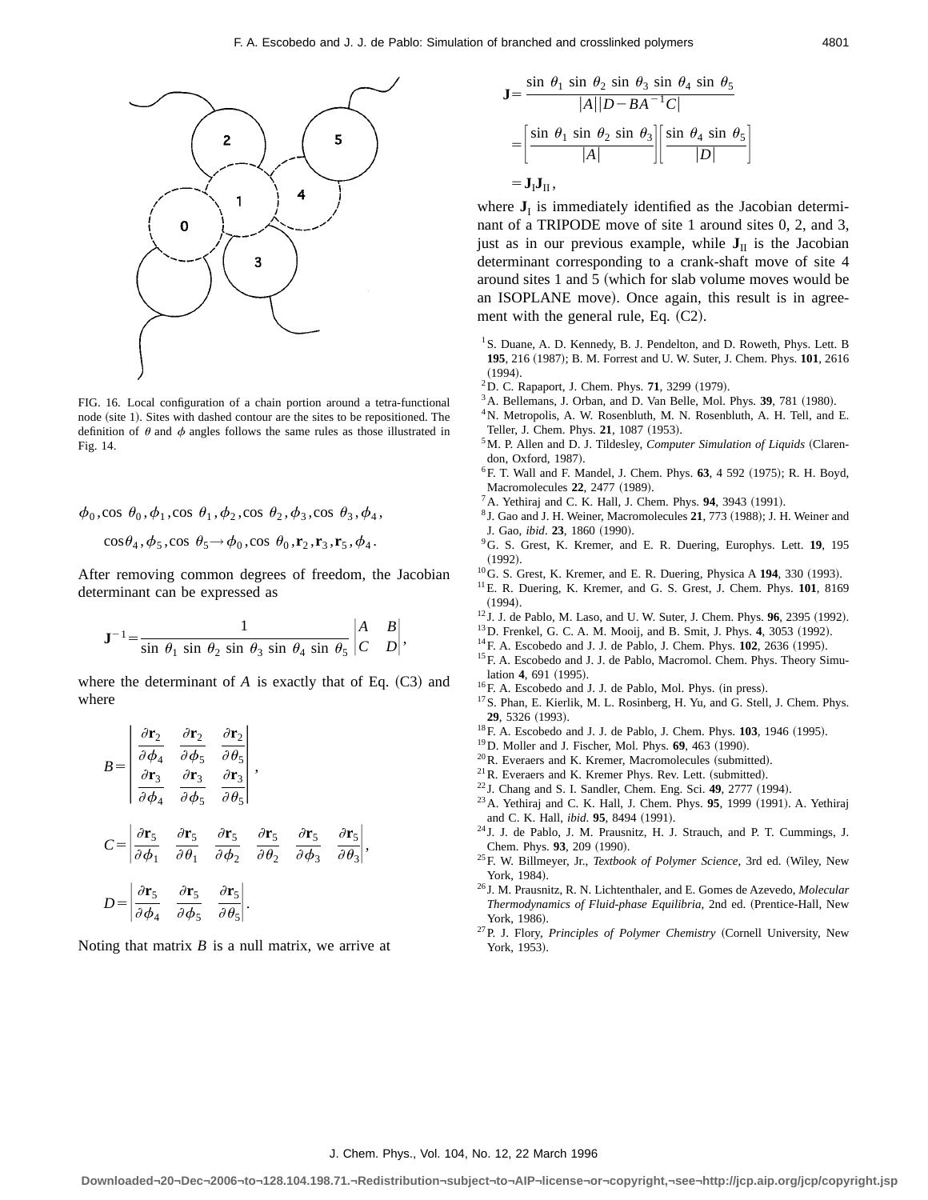FIG. 16. Local configuration of a chain portion around a tetra-functional node (site 1). Sites with dashed contour are the sites to be repositioned. The definition of $\theta$ and $\phi$ angles follows the same rules as those illustrated in Fig. 14.

$$\phi_0, \cos\,\theta_0, \phi_1, \cos\,\theta_1, \phi_2, \cos\,\theta_2, \phi_3, \cos\,\theta_3, \phi_4,$$

$$\cos\theta_4, \phi_5, \cos\,\theta_5 \rightarrow \phi_0, \cos\,\theta_0, \mathbf{r}_2, \mathbf{r}_3, \mathbf{r}_5, \phi_4.$$

After removing common degrees of freedom, the Jacobian determinant can be expressed as

$$\mathbf{J}^{-1} = \frac{1}{\sin\,\theta_1\,\sin\,\theta_2\,\sin\,\theta_3\,\sin\,\theta_4\,\sin\,\theta_5} \begin{vmatrix} A & B \\ C & D \end{vmatrix},$$

where the determinant of $A$ is exactly that of Eq. (C3) and where

$$B = \begin{vmatrix} \frac{\partial \mathbf{r}_2}{\partial \phi_4} & \frac{\partial \mathbf{r}_2}{\partial \phi_5} & \frac{\partial \mathbf{r}_2}{\partial \theta_5} \\ \frac{\partial \mathbf{r}_3}{\partial \phi_4} & \frac{\partial \mathbf{r}_3}{\partial \phi_5} & \frac{\partial \mathbf{r}_3}{\partial \theta_5} \end{vmatrix},$$

$$C = \begin{vmatrix} \frac{\partial \mathbf{r}_5}{\partial \phi_1} & \frac{\partial \mathbf{r}_5}{\partial \theta_1} & \frac{\partial \mathbf{r}_5}{\partial \phi_2} & \frac{\partial \mathbf{r}_5}{\partial \theta_2} & \frac{\partial \mathbf{r}_5}{\partial \phi_3} & \frac{\partial \mathbf{r}_5}{\partial \theta_3} \end{vmatrix},$$

$$D = \begin{vmatrix} \frac{\partial \mathbf{r}_5}{\partial \phi_4} & \frac{\partial \mathbf{r}_5}{\partial \phi_5} & \frac{\partial \mathbf{r}_5}{\partial \theta_5} \end{vmatrix}.$$

Noting that matrix $B$ is a null matrix, we arrive at

$$\mathbf{J} = \frac{\sin\,\theta_1\,\sin\,\theta_2\,\sin\,\theta_3\,\sin\,\theta_4\,\sin\,\theta_5}{|A||D - BA^{-1}C|}$$

$$= \left[\frac{\sin\,\theta_1\,\sin\,\theta_2\,\sin\,\theta_3}{|A|}\right]\left[\frac{\sin\,\theta_4\,\sin\,\theta_5}{|D|}\right]$$

$$= \mathbf{J}_{\mathrm{I}}\mathbf{J}_{\mathrm{II}},$$

where $\mathbf{J}_{\mathrm{I}}$ is immediately identified as the Jacobian determinant of a TRIPODE move of site 1 around sites 0, 2, and 3, just as in our previous example, while $\mathbf{J}_{\mathrm{II}}$ is the Jacobian determinant corresponding to a crank-shaft move of site 4 around sites 1 and 5 (which for slab volume moves would be an ISOPLANE move). Once again, this result is in agreement with the general rule, Eq. (C2).

[1] S. Duane, A. D. Kennedy, B. J. Pendelton, and D. Roweth, Phys. Lett. B **195**, 216 (1987); B. M. Forrest and U. W. Suter, J. Chem. Phys. **101**, 2616 (1994).

[2] D. C. Rapaport, J. Chem. Phys. **71**, 3299 (1979).

[3] A. Bellemans, J. Orban, and D. Van Belle, Mol. Phys. **39**, 781 (1980).

[4] N. Metropolis, A. W. Rosenbluth, M. N. Rosenbluth, A. H. Tell, and E. Teller, J. Chem. Phys. **21**, 1087 (1953).

[5] M. P. Allen and D. J. Tildesley, *Computer Simulation of Liquids* (Clarendon, Oxford, 1987).

[6] F. T. Wall and F. Mandel, J. Chem. Phys. **63**, 4 592 (1975); R. H. Boyd, Macromolecules **22**, 2477 (1989).

[7] A. Yethiraj and C. K. Hall, J. Chem. Phys. **94**, 3943 (1991).

[8] J. Gao and J. H. Weiner, Macromolecules **21**, 773 (1988); J. H. Weiner and J. Gao, *ibid*. **23**, 1860 (1990).

[9] G. S. Grest, K. Kremer, and E. R. Duering, Europhys. Lett. **19**, 195 (1992).

[10] G. S. Grest, K. Kremer, and E. R. Duering, Physica A **194**, 330 (1993).

[11] E. R. Duering, K. Kremer, and G. S. Grest, J. Chem. Phys. **101**, 8169 (1994).

[12] J. J. de Pablo, M. Laso, and U. W. Suter, J. Chem. Phys. **96**, 2395 (1992).

[13] D. Frenkel, G. C. A. M. Mooij, and B. Smit, J. Phys. **4**, 3053 (1992).

[14] F. A. Escobedo and J. J. de Pablo, J. Chem. Phys. **102**, 2636 (1995).

[15] F. A. Escobedo and J. J. de Pablo, Macromol. Chem. Phys. Theory Simulation **4**, 691 (1995).

[16] F. A. Escobedo and J. J. de Pablo, Mol. Phys. (in press).

[17] S. Phan, E. Kierlik, M. L. Rosinberg, H. Yu, and G. Stell, J. Chem. Phys. **29**, 5326 (1993).

[18] F. A. Escobedo and J. J. de Pablo, J. Chem. Phys. **103**, 1946 (1995).

[19] D. Moller and J. Fischer, Mol. Phys. **69**, 463 (1990).

[20] R. Everaers and K. Kremer, Macromolecules (submitted).

[21] R. Everaers and K. Kremer Phys. Rev. Lett. (submitted).

[22] J. Chang and S. I. Sandler, Chem. Eng. Sci. **49**, 2777 (1994).

[23] A. Yethiraj and C. K. Hall, J. Chem. Phys. **95**, 1999 (1991). A. Yethiraj and C. K. Hall, *ibid.* **95**, 8494 (1991).

[24] J. J. de Pablo, J. M. Prausnitz, H. J. Strauch, and P. T. Cummings, J. Chem. Phys. **93**, 209 (1990).

[25] F. W. Billmeyer, Jr., *Textbook of Polymer Science*, 3rd ed. (Wiley, New York, 1984).

[26] J. M. Prausnitz, R. N. Lichtenthaler, and E. Gomes de Azevedo, *Molecular Thermodynamics of Fluid-phase Equilibria*, 2nd ed. (Prentice-Hall, New York, 1986).

[27] P. J. Flory, *Principles of Polymer Chemistry* (Cornell University, New York, 1953).